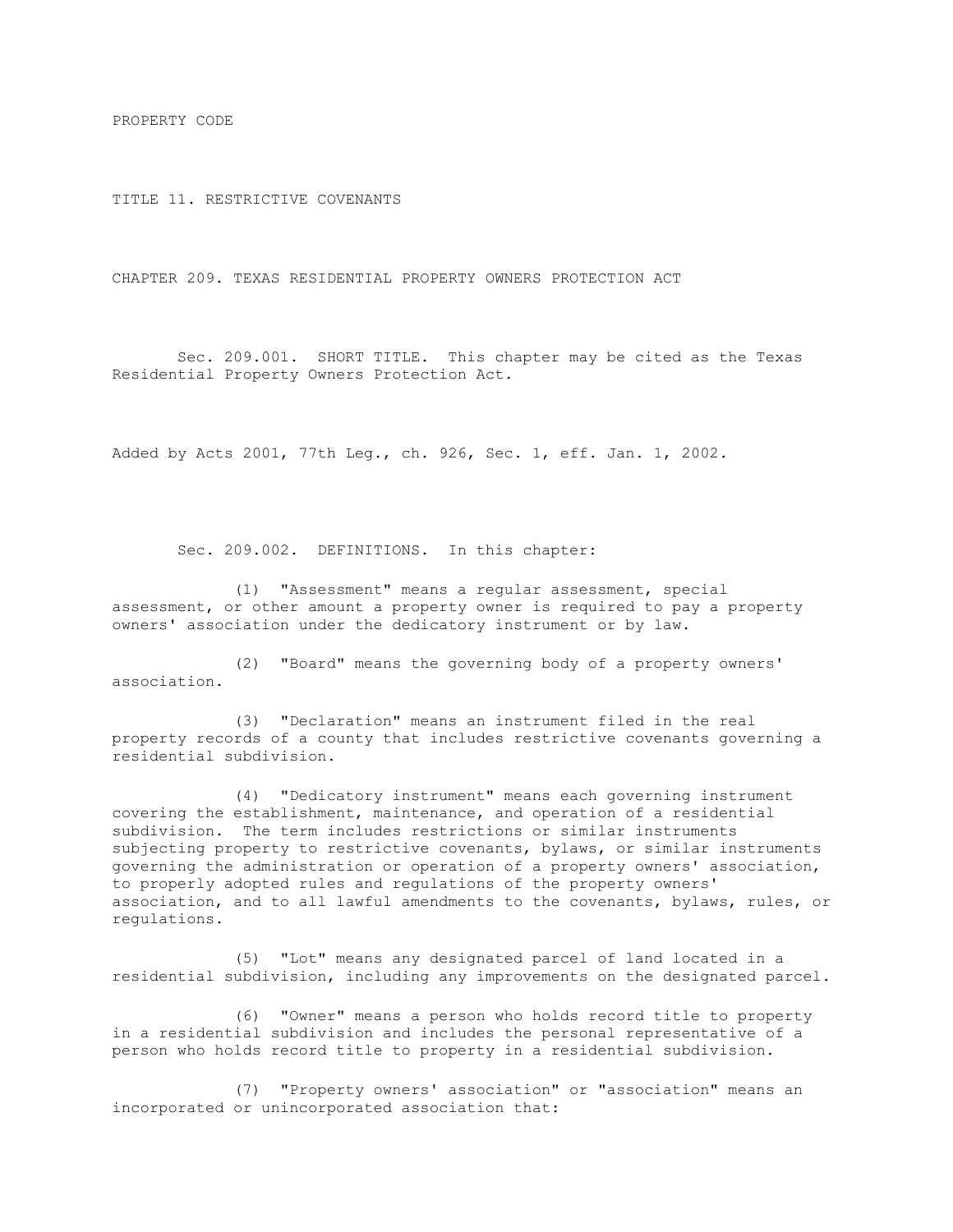# PROPERTY CODE

## TITLE 11. RESTRICTIVE COVENANTS

### CHAPTER 209. TEXAS RESIDENTIAL PROPERTY OWNERS PROTECTION ACT

Sec. 209.001. SHORT TITLE. This chapter may be cited as the Texas Residential Property Owners Protection Act.

Added by Acts 2001, 77th Leg., ch. 926, Sec. 1, eff. Jan. 1, 2002.

Sec. 209.002. DEFINITIONS. In this chapter:

(1) "Assessment" means a regular assessment, special assessment, or other amount a property owner is required to pay a property owners' association under the dedicatory instrument or by law.

(2) "Board" means the governing body of a property owners' association.

(3) "Declaration" means an instrument filed in the real property records of a county that includes restrictive covenants governing a residential subdivision.

(4) "Dedicatory instrument" means each governing instrument covering the establishment, maintenance, and operation of a residential subdivision. The term includes restrictions or similar instruments subjecting property to restrictive covenants, bylaws, or similar instruments governing the administration or operation of a property owners' association, to properly adopted rules and regulations of the property owners' association, and to all lawful amendments to the covenants, bylaws, rules, or regulations.

(5) "Lot" means any designated parcel of land located in a residential subdivision, including any improvements on the designated parcel.

(6) "Owner" means a person who holds record title to property in a residential subdivision and includes the personal representative of a person who holds record title to property in a residential subdivision.

(7) "Property owners' association" or "association" means an incorporated or unincorporated association that: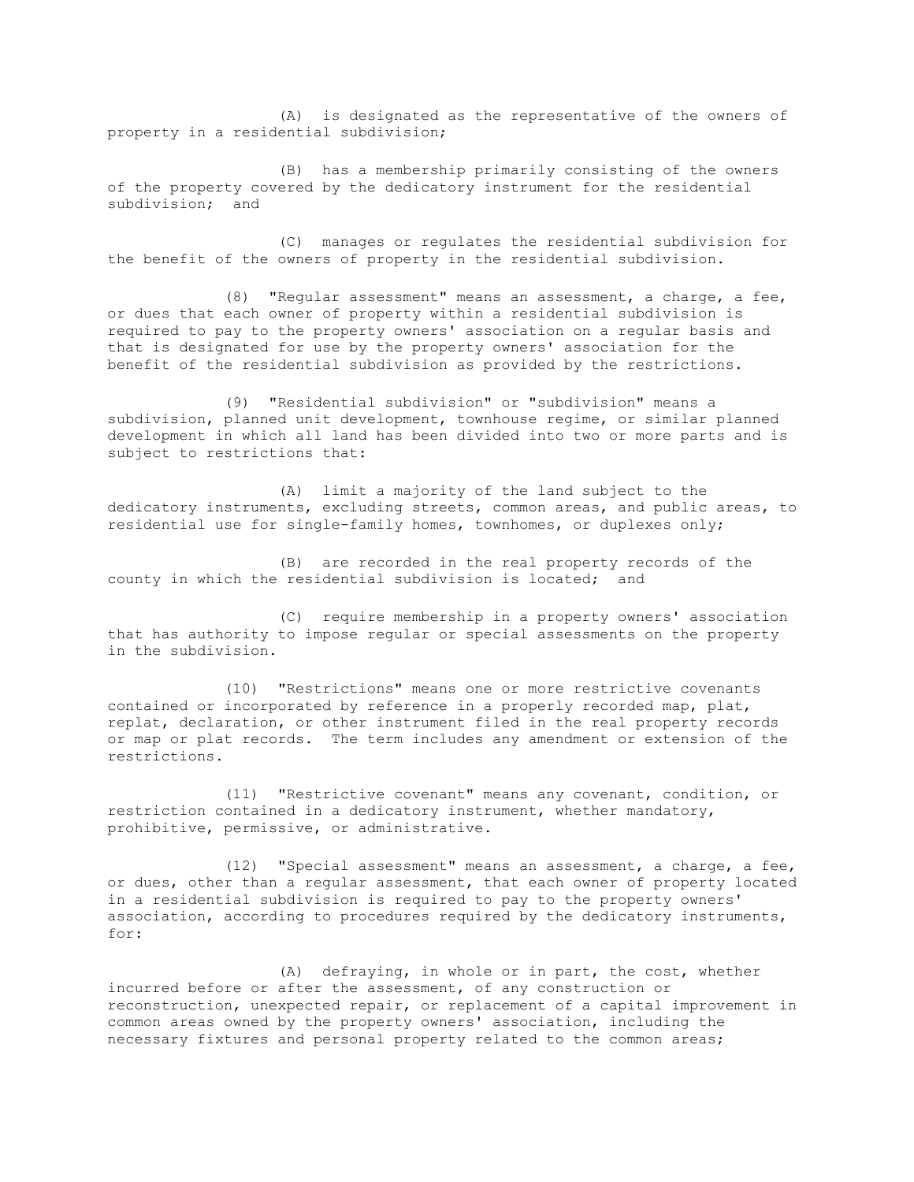(A) is designated as the representative of the owners of property in a residential subdivision;

(B) has a membership primarily consisting of the owners of the property covered by the dedicatory instrument for the residential subdivision; and

(C) manages or regulates the residential subdivision for the benefit of the owners of property in the residential subdivision.

(8) "Regular assessment" means an assessment, a charge, a fee, or dues that each owner of property within a residential subdivision is required to pay to the property owners' association on a regular basis and that is designated for use by the property owners' association for the benefit of the residential subdivision as provided by the restrictions.

(9) "Residential subdivision" or "subdivision" means a subdivision, planned unit development, townhouse regime, or similar planned development in which all land has been divided into two or more parts and is subject to restrictions that:

(A) limit a majority of the land subject to the dedicatory instruments, excluding streets, common areas, and public areas, to residential use for single-family homes, townhomes, or duplexes only;

(B) are recorded in the real property records of the county in which the residential subdivision is located; and

(C) require membership in a property owners' association that has authority to impose regular or special assessments on the property in the subdivision.

(10) "Restrictions" means one or more restrictive covenants contained or incorporated by reference in a properly recorded map, plat, replat, declaration, or other instrument filed in the real property records or map or plat records. The term includes any amendment or extension of the restrictions.

(11) "Restrictive covenant" means any covenant, condition, or restriction contained in a dedicatory instrument, whether mandatory, prohibitive, permissive, or administrative.

(12) "Special assessment" means an assessment, a charge, a fee, or dues, other than a regular assessment, that each owner of property located in a residential subdivision is required to pay to the property owners' association, according to procedures required by the dedicatory instruments, for:

(A) defraying, in whole or in part, the cost, whether incurred before or after the assessment, of any construction or reconstruction, unexpected repair, or replacement of a capital improvement in common areas owned by the property owners' association, including the necessary fixtures and personal property related to the common areas;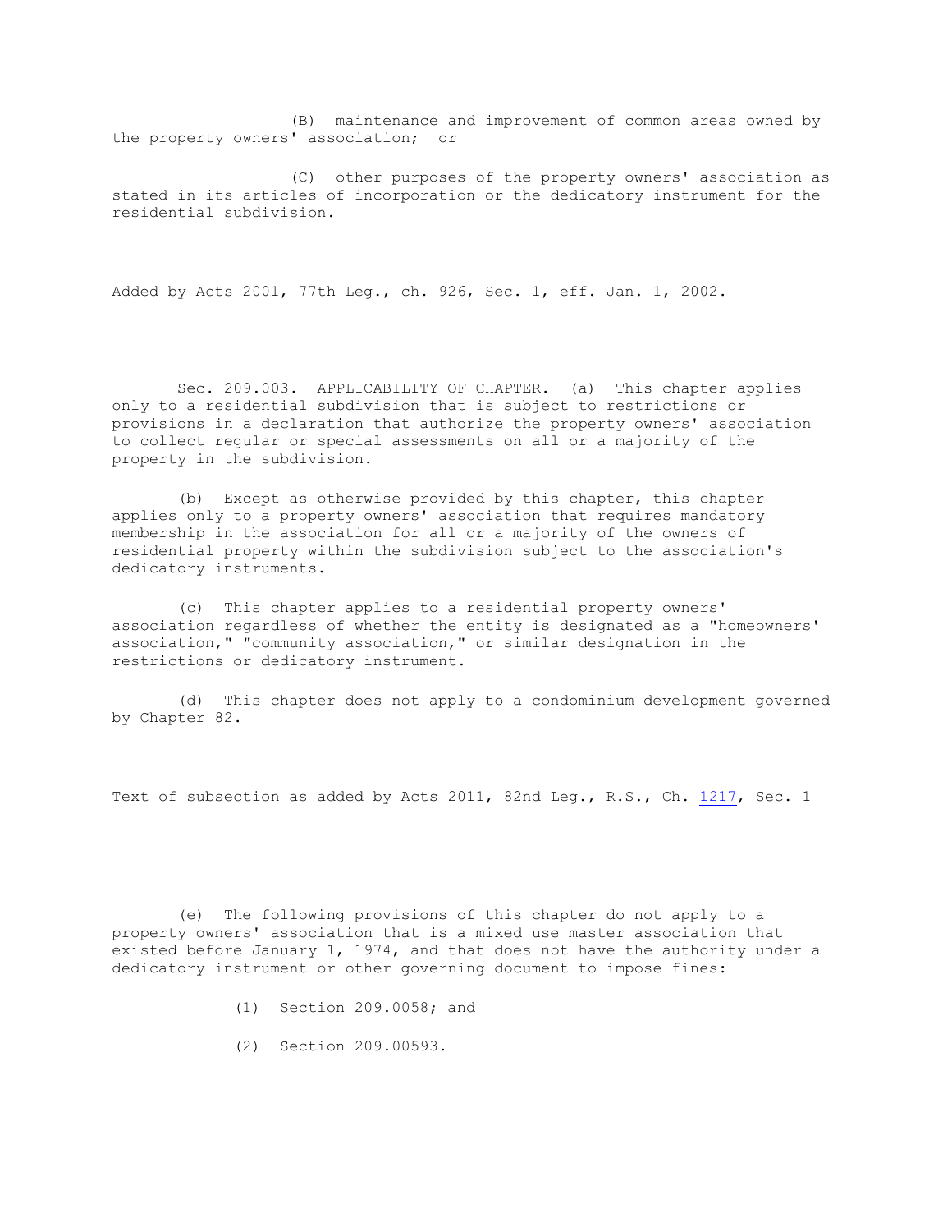(B) maintenance and improvement of common areas owned by the property owners' association; or

(C) other purposes of the property owners' association as stated in its articles of incorporation or the dedicatory instrument for the residential subdivision.

Added by Acts 2001, 77th Leg., ch. 926, Sec. 1, eff. Jan. 1, 2002.

Sec. 209.003. APPLICABILITY OF CHAPTER. (a) This chapter applies only to a residential subdivision that is subject to restrictions or provisions in a declaration that authorize the property owners' association to collect regular or special assessments on all or a majority of the property in the subdivision.

(b) Except as otherwise provided by this chapter, this chapter applies only to a property owners' association that requires mandatory membership in the association for all or a majority of the owners of residential property within the subdivision subject to the association's dedicatory instruments.

(c) This chapter applies to a residential property owners' association regardless of whether the entity is designated as a "homeowners' association," "community association," or similar designation in the restrictions or dedicatory instrument.

(d) This chapter does not apply to a condominium development governed by Chapter 82.

Text of subsection as added by Acts 2011, 82nd Leg., R.S., Ch. 1217, Sec. 1

(e) The following provisions of this chapter do not apply to a property owners' association that is a mixed use master association that existed before January 1, 1974, and that does not have the authority under a dedicatory instrument or other governing document to impose fines:

(1) Section 209.0058; and

(2) Section 209.00593.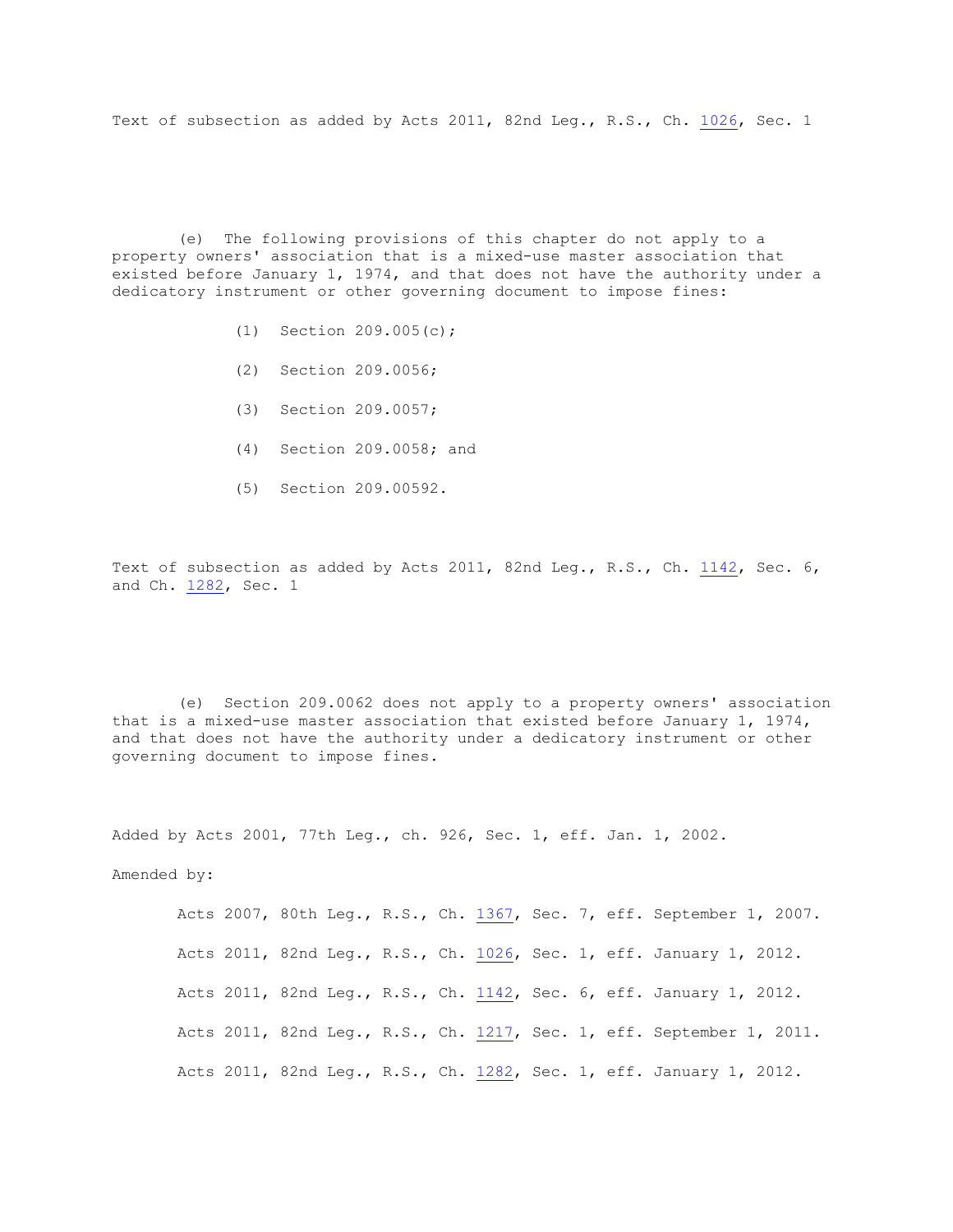Text of subsection as added by Acts 2011, 82nd Leg., R.S., Ch. 1026, Sec. 1

(e) The following provisions of this chapter do not apply to a property owners' association that is a mixed-use master association that existed before January 1, 1974, and that does not have the authority under a dedicatory instrument or other governing document to impose fines:

(1) Section 209.005(c);

(2) Section 209.0056;

(3) Section 209.0057;

(4) Section 209.0058; and

(5) Section 209.00592.

Text of subsection as added by Acts 2011, 82nd Leg., R.S., Ch. 1142, Sec. 6, and Ch. 1282, Sec. 1

(e) Section 209.0062 does not apply to a property owners' association that is a mixed-use master association that existed before January 1, 1974, and that does not have the authority under a dedicatory instrument or other governing document to impose fines.

Added by Acts 2001, 77th Leg., ch. 926, Sec. 1, eff. Jan. 1, 2002.

Amended by:

Acts 2007, 80th Leg., R.S., Ch. 1367, Sec. 7, eff. September 1, 2007.

Acts 2011, 82nd Leg., R.S., Ch. 1026, Sec. 1, eff. January 1, 2012.

Acts 2011, 82nd Leg., R.S., Ch. 1142, Sec. 6, eff. January 1, 2012.

Acts 2011, 82nd Leg., R.S., Ch. 1217, Sec. 1, eff. September 1, 2011.

Acts 2011, 82nd Leg., R.S., Ch. 1282, Sec. 1, eff. January 1, 2012.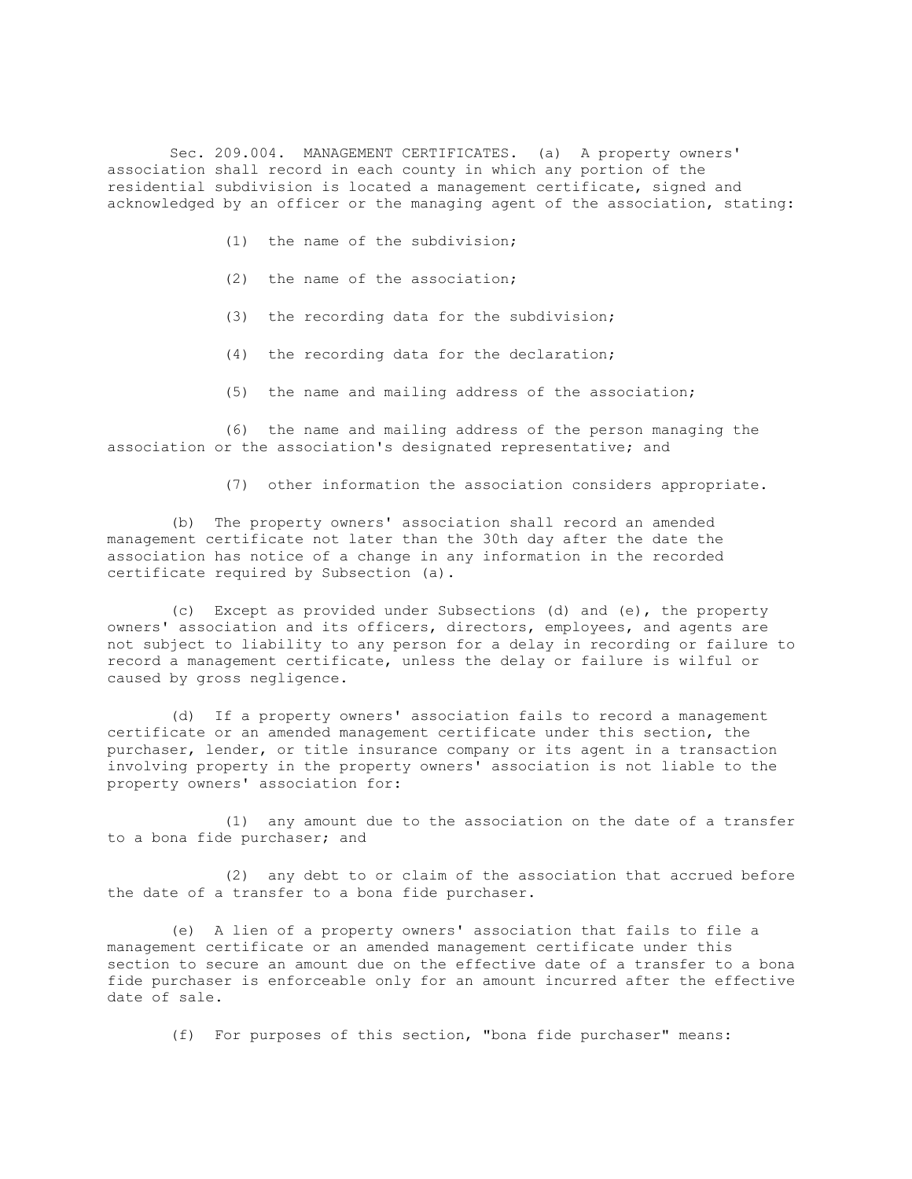Sec. 209.004. MANAGEMENT CERTIFICATES. (a) A property owners' association shall record in each county in which any portion of the residential subdivision is located a management certificate, signed and acknowledged by an officer or the managing agent of the association, stating:

(1) the name of the subdivision;

(2) the name of the association;

(3) the recording data for the subdivision;

(4) the recording data for the declaration;

(5) the name and mailing address of the association;

(6) the name and mailing address of the person managing the association or the association's designated representative; and

(7) other information the association considers appropriate.

(b) The property owners' association shall record an amended management certificate not later than the 30th day after the date the association has notice of a change in any information in the recorded certificate required by Subsection (a).

(c) Except as provided under Subsections (d) and (e), the property owners' association and its officers, directors, employees, and agents are not subject to liability to any person for a delay in recording or failure to record a management certificate, unless the delay or failure is wilful or caused by gross negligence.

(d) If a property owners' association fails to record a management certificate or an amended management certificate under this section, the purchaser, lender, or title insurance company or its agent in a transaction involving property in the property owners' association is not liable to the property owners' association for:

(1) any amount due to the association on the date of a transfer to a bona fide purchaser; and

(2) any debt to or claim of the association that accrued before the date of a transfer to a bona fide purchaser.

(e) A lien of a property owners' association that fails to file a management certificate or an amended management certificate under this section to secure an amount due on the effective date of a transfer to a bona fide purchaser is enforceable only for an amount incurred after the effective date of sale.

(f) For purposes of this section, "bona fide purchaser" means: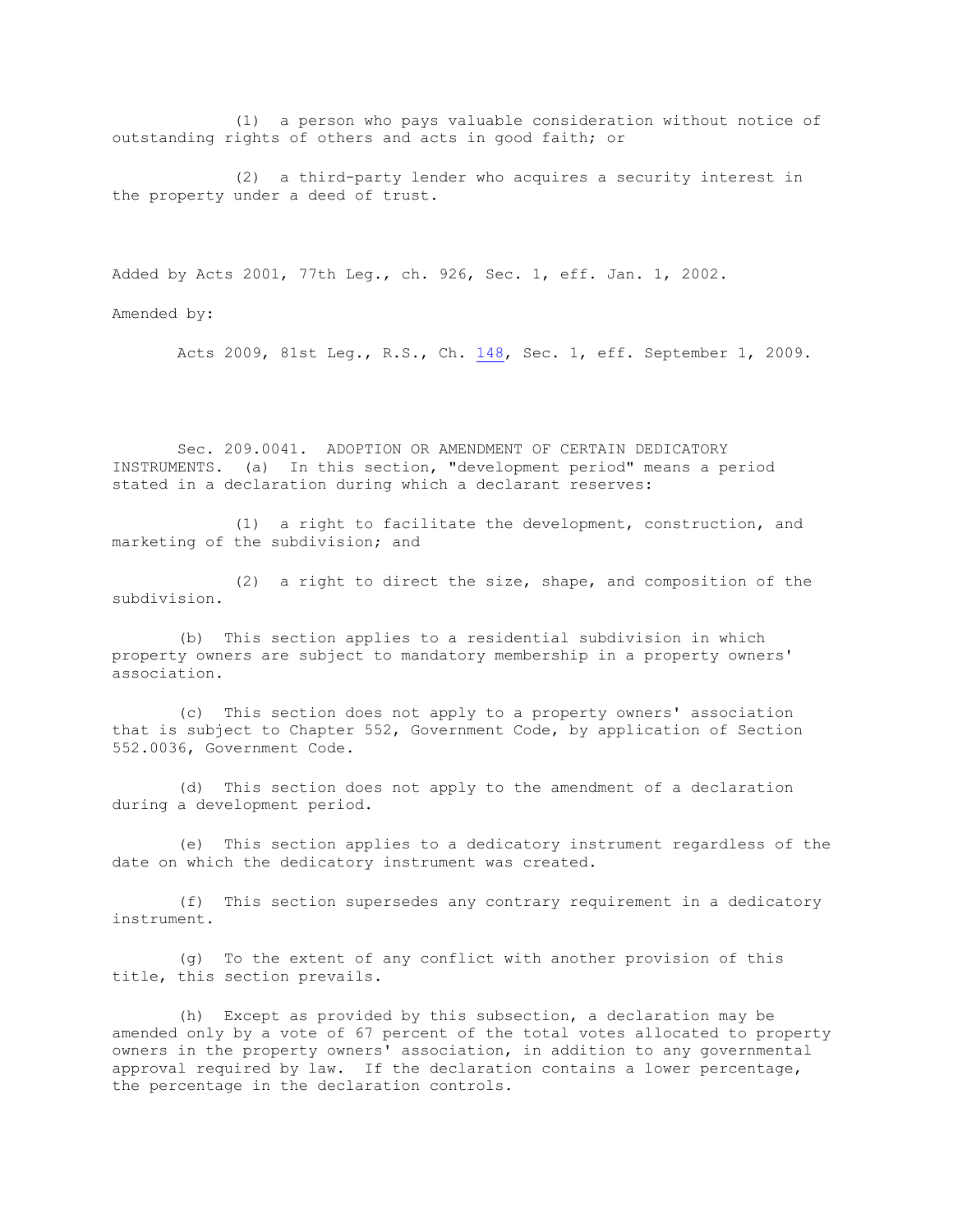(1) a person who pays valuable consideration without notice of outstanding rights of others and acts in good faith; or

(2) a third-party lender who acquires a security interest in the property under a deed of trust.

Added by Acts 2001, 77th Leg., ch. 926, Sec. 1, eff. Jan. 1, 2002.

Amended by:

Acts 2009, 81st Leg., R.S., Ch. 148, Sec. 1, eff. September 1, 2009.

Sec. 209.0041. ADOPTION OR AMENDMENT OF CERTAIN DEDICATORY INSTRUMENTS. (a) In this section, "development period" means a period stated in a declaration during which a declarant reserves:

(1) a right to facilitate the development, construction, and marketing of the subdivision; and

(2) a right to direct the size, shape, and composition of the subdivision.

(b) This section applies to a residential subdivision in which property owners are subject to mandatory membership in a property owners' association.

(c) This section does not apply to a property owners' association that is subject to Chapter 552, Government Code, by application of Section 552.0036, Government Code.

(d) This section does not apply to the amendment of a declaration during a development period.

(e) This section applies to a dedicatory instrument regardless of the date on which the dedicatory instrument was created.

(f) This section supersedes any contrary requirement in a dedicatory instrument.

(g) To the extent of any conflict with another provision of this title, this section prevails.

(h) Except as provided by this subsection, a declaration may be amended only by a vote of 67 percent of the total votes allocated to property owners in the property owners' association, in addition to any governmental approval required by law. If the declaration contains a lower percentage, the percentage in the declaration controls.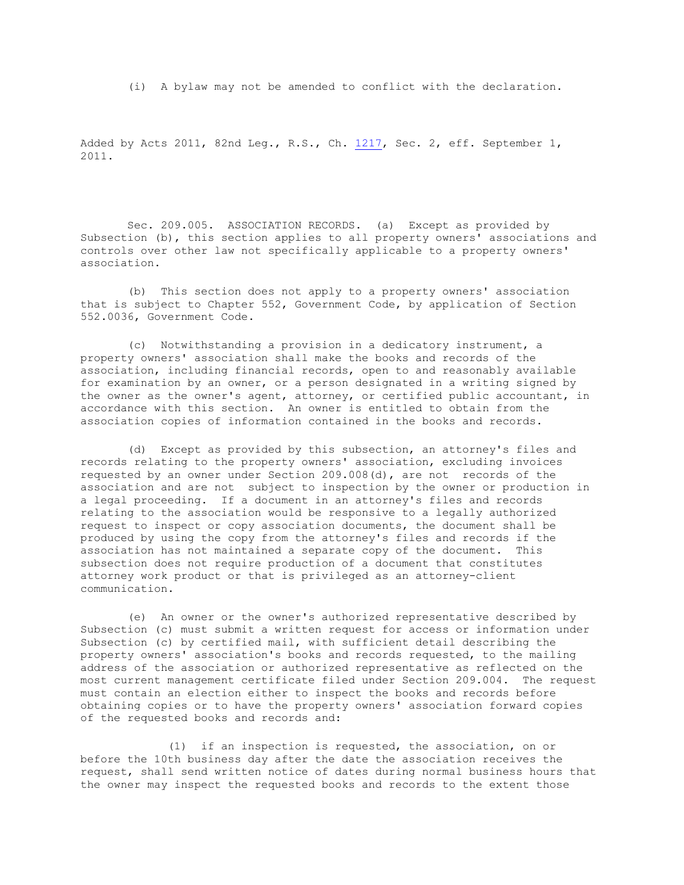(i) A bylaw may not be amended to conflict with the declaration.

Added by Acts 2011, 82nd Leg., R.S., Ch. 1217, Sec. 2, eff. September 1, 2011.

Sec. 209.005. ASSOCIATION RECORDS. (a) Except as provided by Subsection (b), this section applies to all property owners' associations and controls over other law not specifically applicable to a property owners' association.

(b) This section does not apply to a property owners' association that is subject to Chapter 552, Government Code, by application of Section 552.0036, Government Code.

(c) Notwithstanding a provision in a dedicatory instrument, a property owners' association shall make the books and records of the association, including financial records, open to and reasonably available for examination by an owner, or a person designated in a writing signed by the owner as the owner's agent, attorney, or certified public accountant, in accordance with this section. An owner is entitled to obtain from the association copies of information contained in the books and records.

(d) Except as provided by this subsection, an attorney's files and records relating to the property owners' association, excluding invoices requested by an owner under Section 209.008(d), are not records of the association and are not subject to inspection by the owner or production in a legal proceeding. If a document in an attorney's files and records relating to the association would be responsive to a legally authorized request to inspect or copy association documents, the document shall be produced by using the copy from the attorney's files and records if the association has not maintained a separate copy of the document. This subsection does not require production of a document that constitutes attorney work product or that is privileged as an attorney-client communication.

(e) An owner or the owner's authorized representative described by Subsection (c) must submit a written request for access or information under Subsection (c) by certified mail, with sufficient detail describing the property owners' association's books and records requested, to the mailing address of the association or authorized representative as reflected on the most current management certificate filed under Section 209.004. The request must contain an election either to inspect the books and records before obtaining copies or to have the property owners' association forward copies of the requested books and records and:

(1) if an inspection is requested, the association, on or before the 10th business day after the date the association receives the request, shall send written notice of dates during normal business hours that the owner may inspect the requested books and records to the extent those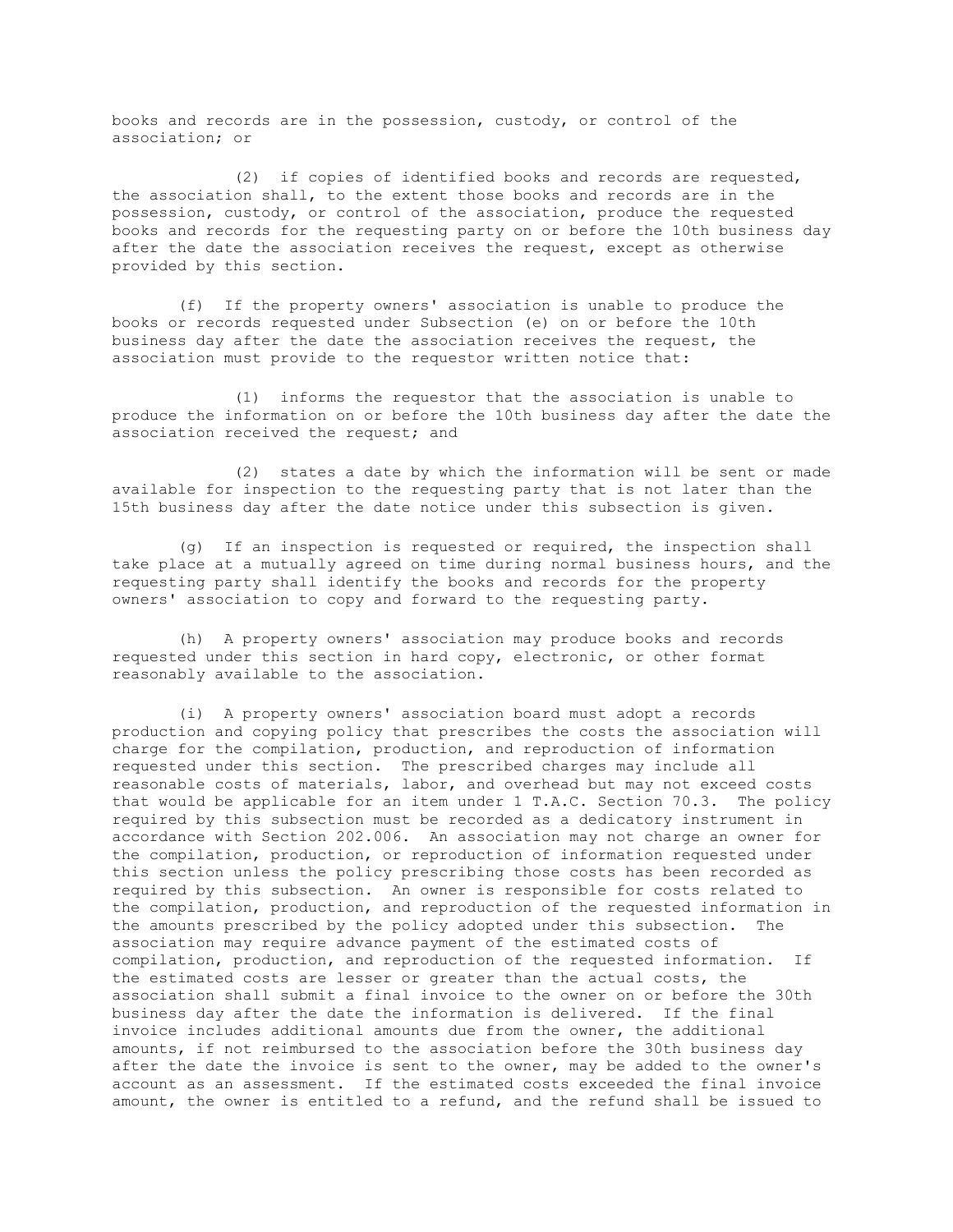books and records are in the possession, custody, or control of the association; or

(2) if copies of identified books and records are requested, the association shall, to the extent those books and records are in the possession, custody, or control of the association, produce the requested books and records for the requesting party on or before the 10th business day after the date the association receives the request, except as otherwise provided by this section.

(f) If the property owners' association is unable to produce the books or records requested under Subsection (e) on or before the 10th business day after the date the association receives the request, the association must provide to the requestor written notice that:

(1) informs the requestor that the association is unable to produce the information on or before the 10th business day after the date the association received the request; and

(2) states a date by which the information will be sent or made available for inspection to the requesting party that is not later than the 15th business day after the date notice under this subsection is given.

(g) If an inspection is requested or required, the inspection shall take place at a mutually agreed on time during normal business hours, and the requesting party shall identify the books and records for the property owners' association to copy and forward to the requesting party.

(h) A property owners' association may produce books and records requested under this section in hard copy, electronic, or other format reasonably available to the association.

(i) A property owners' association board must adopt a records production and copying policy that prescribes the costs the association will charge for the compilation, production, and reproduction of information requested under this section. The prescribed charges may include all reasonable costs of materials, labor, and overhead but may not exceed costs that would be applicable for an item under 1 T.A.C. Section 70.3. The policy required by this subsection must be recorded as a dedicatory instrument in accordance with Section 202.006. An association may not charge an owner for the compilation, production, or reproduction of information requested under this section unless the policy prescribing those costs has been recorded as required by this subsection. An owner is responsible for costs related to the compilation, production, and reproduction of the requested information in the amounts prescribed by the policy adopted under this subsection. The association may require advance payment of the estimated costs of compilation, production, and reproduction of the requested information. If the estimated costs are lesser or greater than the actual costs, the association shall submit a final invoice to the owner on or before the 30th business day after the date the information is delivered. If the final invoice includes additional amounts due from the owner, the additional amounts, if not reimbursed to the association before the 30th business day after the date the invoice is sent to the owner, may be added to the owner's account as an assessment. If the estimated costs exceeded the final invoice amount, the owner is entitled to a refund, and the refund shall be issued to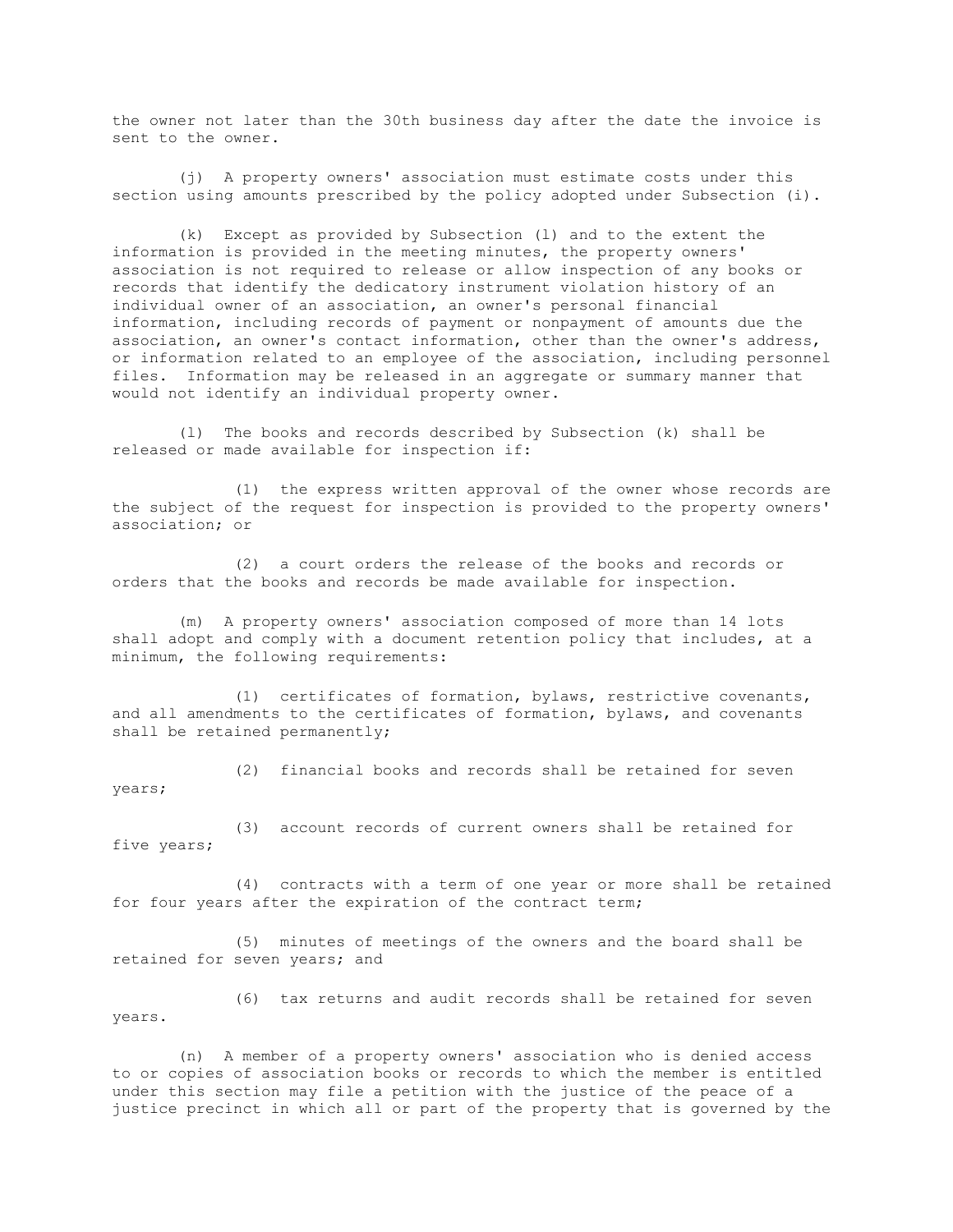the owner not later than the 30th business day after the date the invoice is sent to the owner.

(j) A property owners' association must estimate costs under this section using amounts prescribed by the policy adopted under Subsection (i).

(k) Except as provided by Subsection (l) and to the extent the information is provided in the meeting minutes, the property owners' association is not required to release or allow inspection of any books or records that identify the dedicatory instrument violation history of an individual owner of an association, an owner's personal financial information, including records of payment or nonpayment of amounts due the association, an owner's contact information, other than the owner's address, or information related to an employee of the association, including personnel files. Information may be released in an aggregate or summary manner that would not identify an individual property owner.

(l) The books and records described by Subsection (k) shall be released or made available for inspection if:

(1) the express written approval of the owner whose records are the subject of the request for inspection is provided to the property owners' association; or

(2) a court orders the release of the books and records or orders that the books and records be made available for inspection.

(m) A property owners' association composed of more than 14 lots shall adopt and comply with a document retention policy that includes, at a minimum, the following requirements:

(1) certificates of formation, bylaws, restrictive covenants, and all amendments to the certificates of formation, bylaws, and covenants shall be retained permanently;

(2) financial books and records shall be retained for seven years;

(3) account records of current owners shall be retained for five years;

(4) contracts with a term of one year or more shall be retained for four years after the expiration of the contract term;

(5) minutes of meetings of the owners and the board shall be retained for seven years; and

(6) tax returns and audit records shall be retained for seven years.

(n) A member of a property owners' association who is denied access to or copies of association books or records to which the member is entitled under this section may file a petition with the justice of the peace of a justice precinct in which all or part of the property that is governed by the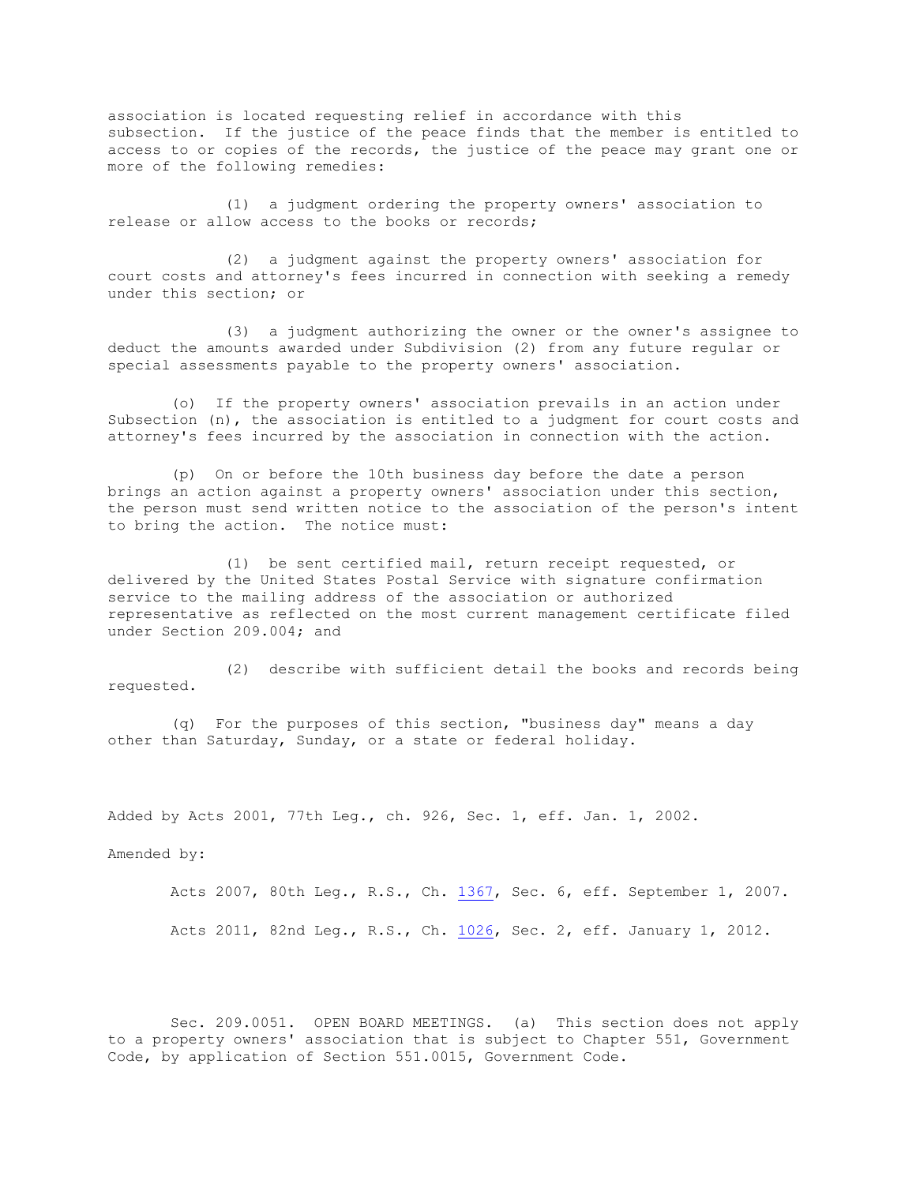association is located requesting relief in accordance with this subsection. If the justice of the peace finds that the member is entitled to access to or copies of the records, the justice of the peace may grant one or more of the following remedies:

(1) a judgment ordering the property owners' association to release or allow access to the books or records;

(2) a judgment against the property owners' association for court costs and attorney's fees incurred in connection with seeking a remedy under this section; or

(3) a judgment authorizing the owner or the owner's assignee to deduct the amounts awarded under Subdivision (2) from any future regular or special assessments payable to the property owners' association.

(o) If the property owners' association prevails in an action under Subsection (n), the association is entitled to a judgment for court costs and attorney's fees incurred by the association in connection with the action.

(p) On or before the 10th business day before the date a person brings an action against a property owners' association under this section, the person must send written notice to the association of the person's intent to bring the action. The notice must:

(1) be sent certified mail, return receipt requested, or delivered by the United States Postal Service with signature confirmation service to the mailing address of the association or authorized representative as reflected on the most current management certificate filed under Section 209.004; and

(2) describe with sufficient detail the books and records being requested.

(q) For the purposes of this section, "business day" means a day other than Saturday, Sunday, or a state or federal holiday.

Added by Acts 2001, 77th Leg., ch. 926, Sec. 1, eff. Jan. 1, 2002.

Amended by:

Acts 2007, 80th Leg., R.S., Ch. 1367, Sec. 6, eff. September 1, 2007.

Acts 2011, 82nd Leg., R.S., Ch. 1026, Sec. 2, eff. January 1, 2012.

Sec. 209.0051. OPEN BOARD MEETINGS. (a) This section does not apply to a property owners' association that is subject to Chapter 551, Government Code, by application of Section 551.0015, Government Code.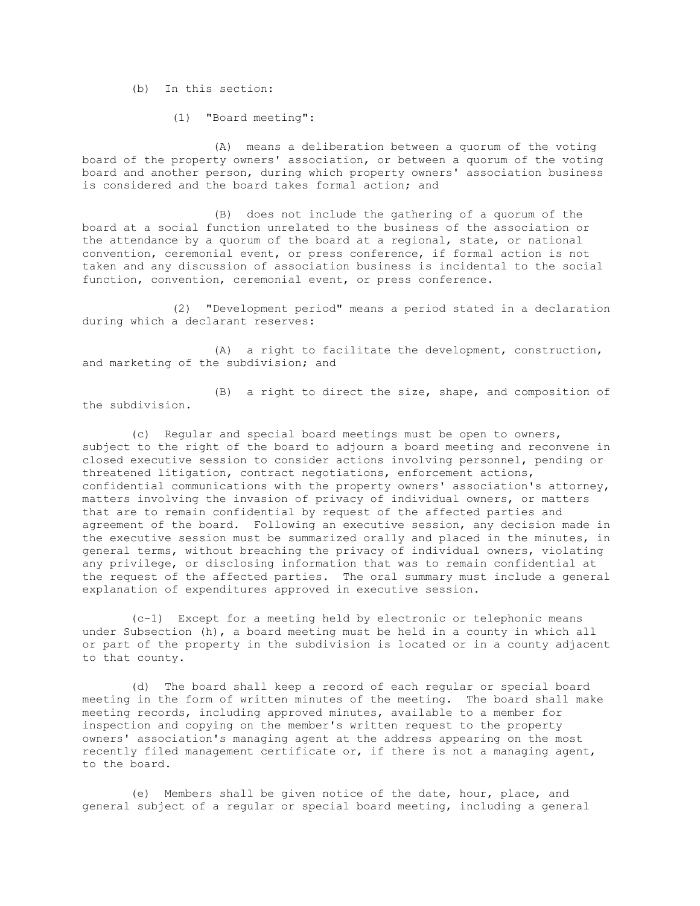(b) In this section:

(1) "Board meeting":

(A) means a deliberation between a quorum of the voting board of the property owners' association, or between a quorum of the voting board and another person, during which property owners' association business is considered and the board takes formal action; and

(B) does not include the gathering of a quorum of the board at a social function unrelated to the business of the association or the attendance by a quorum of the board at a regional, state, or national convention, ceremonial event, or press conference, if formal action is not taken and any discussion of association business is incidental to the social function, convention, ceremonial event, or press conference.

(2) "Development period" means a period stated in a declaration during which a declarant reserves:

(A) a right to facilitate the development, construction, and marketing of the subdivision; and

(B) a right to direct the size, shape, and composition of the subdivision.

(c) Regular and special board meetings must be open to owners, subject to the right of the board to adjourn a board meeting and reconvene in closed executive session to consider actions involving personnel, pending or threatened litigation, contract negotiations, enforcement actions, confidential communications with the property owners' association's attorney, matters involving the invasion of privacy of individual owners, or matters that are to remain confidential by request of the affected parties and agreement of the board. Following an executive session, any decision made in the executive session must be summarized orally and placed in the minutes, in general terms, without breaching the privacy of individual owners, violating any privilege, or disclosing information that was to remain confidential at the request of the affected parties. The oral summary must include a general explanation of expenditures approved in executive session.

(c-1) Except for a meeting held by electronic or telephonic means under Subsection (h), a board meeting must be held in a county in which all or part of the property in the subdivision is located or in a county adjacent to that county.

(d) The board shall keep a record of each regular or special board meeting in the form of written minutes of the meeting. The board shall make meeting records, including approved minutes, available to a member for inspection and copying on the member's written request to the property owners' association's managing agent at the address appearing on the most recently filed management certificate or, if there is not a managing agent, to the board.

(e) Members shall be given notice of the date, hour, place, and general subject of a regular or special board meeting, including a general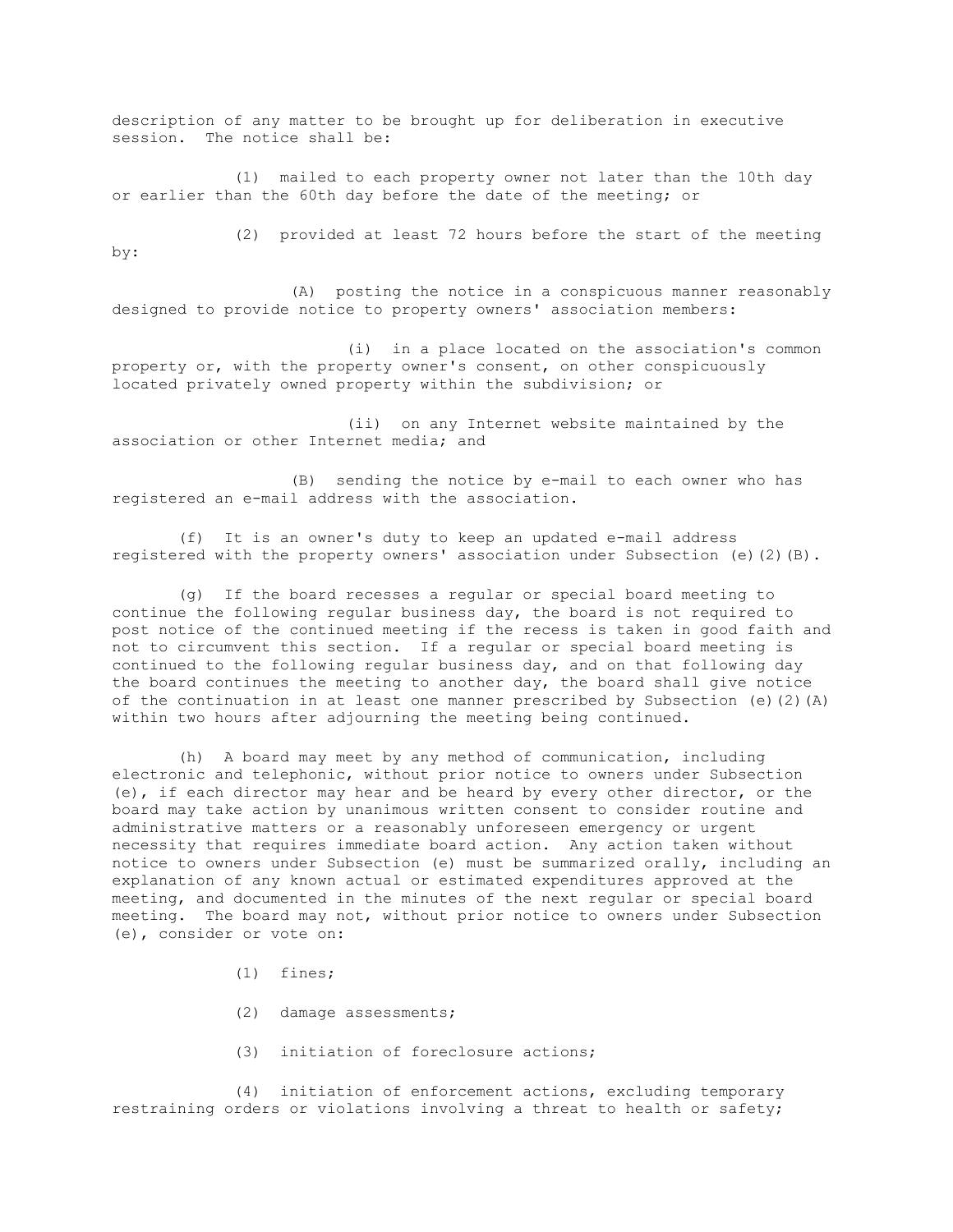description of any matter to be brought up for deliberation in executive session. The notice shall be:

(1) mailed to each property owner not later than the 10th day or earlier than the 60th day before the date of the meeting; or

(2) provided at least 72 hours before the start of the meeting by:

(A) posting the notice in a conspicuous manner reasonably designed to provide notice to property owners' association members:

(i) in a place located on the association's common property or, with the property owner's consent, on other conspicuously located privately owned property within the subdivision; or

(ii) on any Internet website maintained by the association or other Internet media; and

(B) sending the notice by e-mail to each owner who has registered an e-mail address with the association.

(f) It is an owner's duty to keep an updated e-mail address registered with the property owners' association under Subsection (e)(2)(B).

(g) If the board recesses a regular or special board meeting to continue the following regular business day, the board is not required to post notice of the continued meeting if the recess is taken in good faith and not to circumvent this section. If a regular or special board meeting is continued to the following regular business day, and on that following day the board continues the meeting to another day, the board shall give notice of the continuation in at least one manner prescribed by Subsection (e)(2)(A) within two hours after adjourning the meeting being continued.

(h) A board may meet by any method of communication, including electronic and telephonic, without prior notice to owners under Subsection (e), if each director may hear and be heard by every other director, or the board may take action by unanimous written consent to consider routine and administrative matters or a reasonably unforeseen emergency or urgent necessity that requires immediate board action. Any action taken without notice to owners under Subsection (e) must be summarized orally, including an explanation of any known actual or estimated expenditures approved at the meeting, and documented in the minutes of the next regular or special board meeting. The board may not, without prior notice to owners under Subsection (e), consider or vote on:

(1) fines;

(2) damage assessments;

(3) initiation of foreclosure actions;

(4) initiation of enforcement actions, excluding temporary restraining orders or violations involving a threat to health or safety;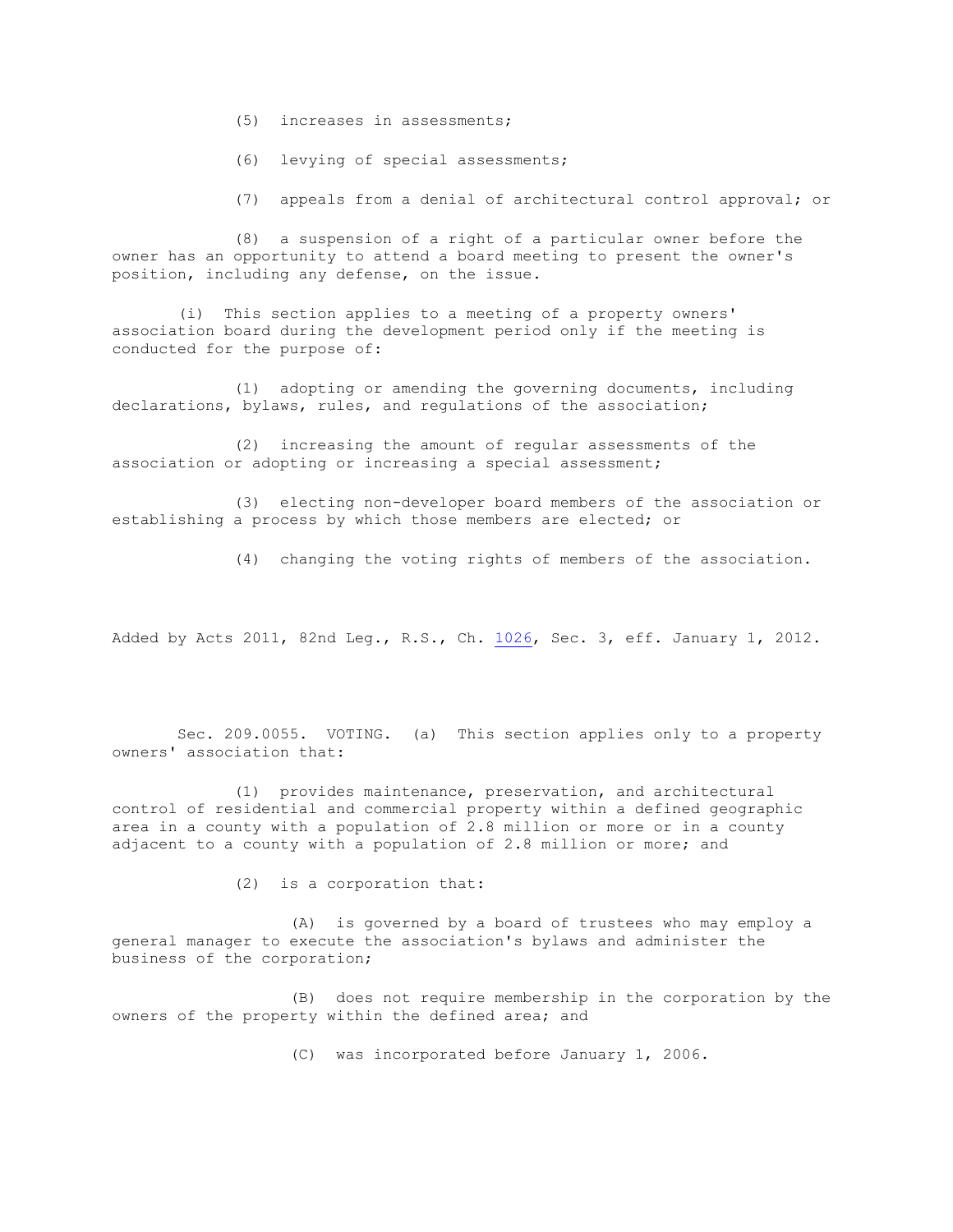(5) increases in assessments;

(6) levying of special assessments;

(7) appeals from a denial of architectural control approval; or

(8) a suspension of a right of a particular owner before the owner has an opportunity to attend a board meeting to present the owner's position, including any defense, on the issue.

(i) This section applies to a meeting of a property owners' association board during the development period only if the meeting is conducted for the purpose of:

(1) adopting or amending the governing documents, including declarations, bylaws, rules, and regulations of the association;

(2) increasing the amount of regular assessments of the association or adopting or increasing a special assessment;

(3) electing non-developer board members of the association or establishing a process by which those members are elected; or

(4) changing the voting rights of members of the association.

Added by Acts 2011, 82nd Leg., R.S., Ch. 1026, Sec. 3, eff. January 1, 2012.

Sec. 209.0055. VOTING. (a) This section applies only to a property owners' association that:

(1) provides maintenance, preservation, and architectural control of residential and commercial property within a defined geographic area in a county with a population of 2.8 million or more or in a county adjacent to a county with a population of 2.8 million or more; and

(2) is a corporation that:

(A) is governed by a board of trustees who may employ a general manager to execute the association's bylaws and administer the business of the corporation;

(B) does not require membership in the corporation by the owners of the property within the defined area; and

(C) was incorporated before January 1, 2006.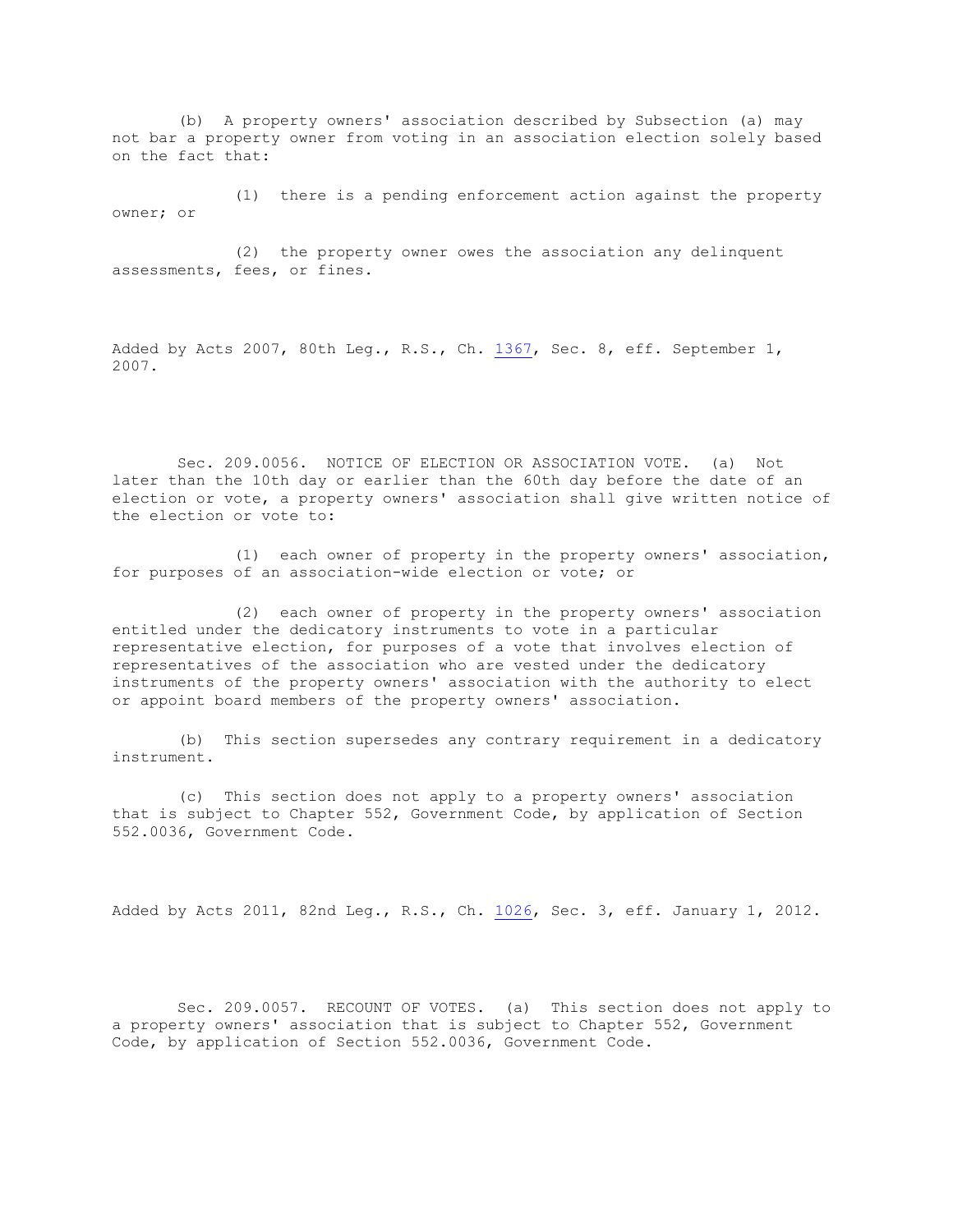(b) A property owners' association described by Subsection (a) may not bar a property owner from voting in an association election solely based on the fact that:

(1) there is a pending enforcement action against the property owner; or

(2) the property owner owes the association any delinquent assessments, fees, or fines.

Added by Acts 2007, 80th Leg., R.S., Ch. 1367, Sec. 8, eff. September 1, 2007.

Sec. 209.0056. NOTICE OF ELECTION OR ASSOCIATION VOTE. (a) Not later than the 10th day or earlier than the 60th day before the date of an election or vote, a property owners' association shall give written notice of the election or vote to:

(1) each owner of property in the property owners' association, for purposes of an association-wide election or vote; or

(2) each owner of property in the property owners' association entitled under the dedicatory instruments to vote in a particular representative election, for purposes of a vote that involves election of representatives of the association who are vested under the dedicatory instruments of the property owners' association with the authority to elect or appoint board members of the property owners' association.

(b) This section supersedes any contrary requirement in a dedicatory instrument.

(c) This section does not apply to a property owners' association that is subject to Chapter 552, Government Code, by application of Section 552.0036, Government Code.

Added by Acts 2011, 82nd Leg., R.S., Ch. 1026, Sec. 3, eff. January 1, 2012.

Sec. 209.0057. RECOUNT OF VOTES. (a) This section does not apply to a property owners' association that is subject to Chapter 552, Government Code, by application of Section 552.0036, Government Code.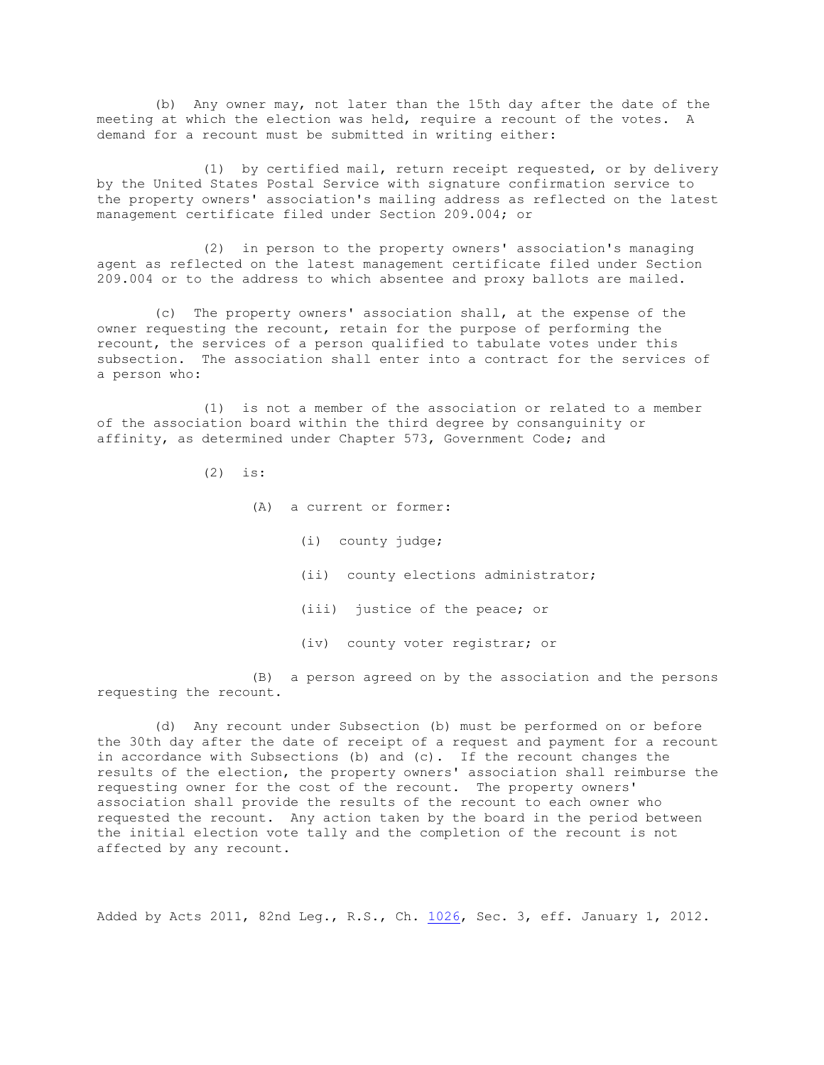(b) Any owner may, not later than the 15th day after the date of the meeting at which the election was held, require a recount of the votes. A demand for a recount must be submitted in writing either:

(1) by certified mail, return receipt requested, or by delivery by the United States Postal Service with signature confirmation service to the property owners' association's mailing address as reflected on the latest management certificate filed under Section 209.004; or

(2) in person to the property owners' association's managing agent as reflected on the latest management certificate filed under Section 209.004 or to the address to which absentee and proxy ballots are mailed.

(c) The property owners' association shall, at the expense of the owner requesting the recount, retain for the purpose of performing the recount, the services of a person qualified to tabulate votes under this subsection. The association shall enter into a contract for the services of a person who:

(1) is not a member of the association or related to a member of the association board within the third degree by consanguinity or affinity, as determined under Chapter 573, Government Code; and

(2) is:

(A) a current or former:

(i) county judge;

(ii) county elections administrator;

(iii) justice of the peace; or

(iv) county voter registrar; or

(B) a person agreed on by the association and the persons requesting the recount.

(d) Any recount under Subsection (b) must be performed on or before the 30th day after the date of receipt of a request and payment for a recount in accordance with Subsections (b) and (c). If the recount changes the results of the election, the property owners' association shall reimburse the requesting owner for the cost of the recount. The property owners' association shall provide the results of the recount to each owner who requested the recount. Any action taken by the board in the period between the initial election vote tally and the completion of the recount is not affected by any recount.

Added by Acts 2011, 82nd Leg., R.S., Ch. 1026, Sec. 3, eff. January 1, 2012.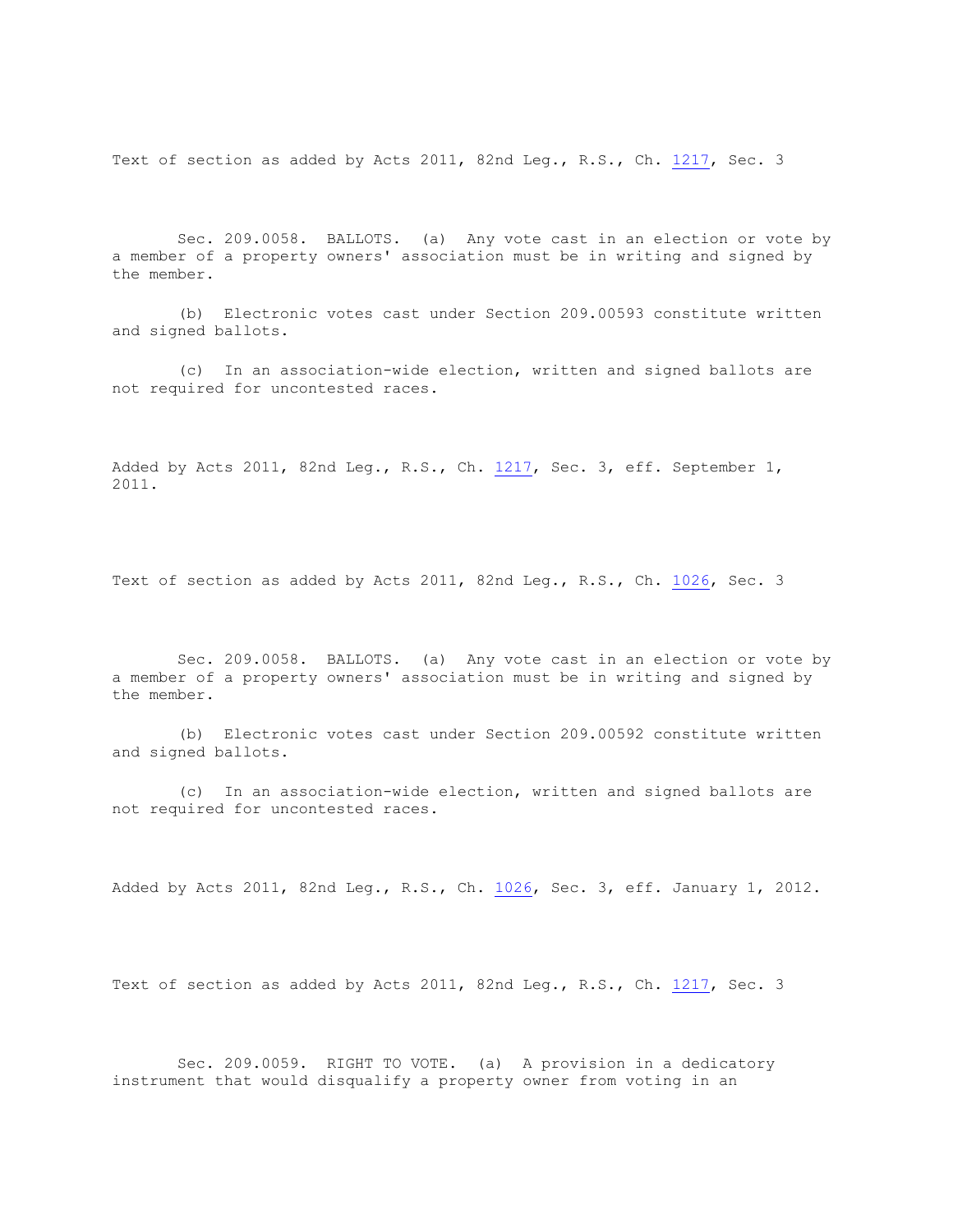Text of section as added by Acts 2011, 82nd Leg., R.S., Ch. 1217, Sec. 3

Sec. 209.0058. BALLOTS. (a) Any vote cast in an election or vote by a member of a property owners' association must be in writing and signed by the member.

(b) Electronic votes cast under Section 209.00593 constitute written and signed ballots.

(c) In an association-wide election, written and signed ballots are not required for uncontested races.

Added by Acts 2011, 82nd Leg., R.S., Ch. 1217, Sec. 3, eff. September 1, 2011.

Text of section as added by Acts 2011, 82nd Leg., R.S., Ch. 1026, Sec. 3

Sec. 209.0058. BALLOTS. (a) Any vote cast in an election or vote by a member of a property owners' association must be in writing and signed by the member.

(b) Electronic votes cast under Section 209.00592 constitute written and signed ballots.

(c) In an association-wide election, written and signed ballots are not required for uncontested races.

Added by Acts 2011, 82nd Leg., R.S., Ch. 1026, Sec. 3, eff. January 1, 2012.

Text of section as added by Acts 2011, 82nd Leg., R.S., Ch. 1217, Sec. 3

Sec. 209.0059. RIGHT TO VOTE. (a) A provision in a dedicatory instrument that would disqualify a property owner from voting in an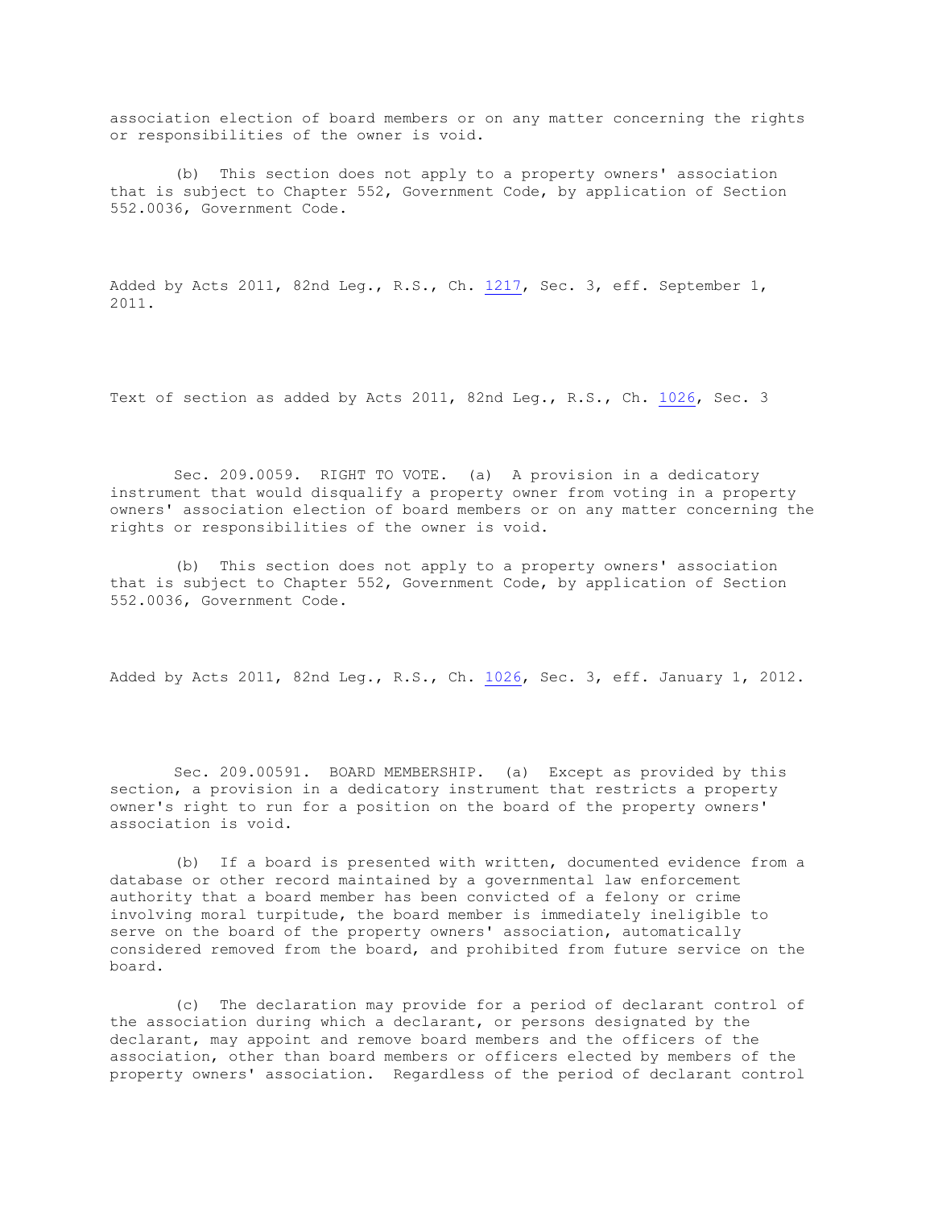association election of board members or on any matter concerning the rights or responsibilities of the owner is void.

(b) This section does not apply to a property owners' association that is subject to Chapter 552, Government Code, by application of Section 552.0036, Government Code.

Added by Acts 2011, 82nd Leg., R.S., Ch. 1217, Sec. 3, eff. September 1, 2011.

Text of section as added by Acts 2011, 82nd Leg., R.S., Ch. 1026, Sec. 3

Sec. 209.0059. RIGHT TO VOTE. (a) A provision in a dedicatory instrument that would disqualify a property owner from voting in a property owners' association election of board members or on any matter concerning the rights or responsibilities of the owner is void.

(b) This section does not apply to a property owners' association that is subject to Chapter 552, Government Code, by application of Section 552.0036, Government Code.

Added by Acts 2011, 82nd Leg., R.S., Ch. 1026, Sec. 3, eff. January 1, 2012.

Sec. 209.00591. BOARD MEMBERSHIP. (a) Except as provided by this section, a provision in a dedicatory instrument that restricts a property owner's right to run for a position on the board of the property owners' association is void.

(b) If a board is presented with written, documented evidence from a database or other record maintained by a governmental law enforcement authority that a board member has been convicted of a felony or crime involving moral turpitude, the board member is immediately ineligible to serve on the board of the property owners' association, automatically considered removed from the board, and prohibited from future service on the board.

(c) The declaration may provide for a period of declarant control of the association during which a declarant, or persons designated by the declarant, may appoint and remove board members and the officers of the association, other than board members or officers elected by members of the property owners' association. Regardless of the period of declarant control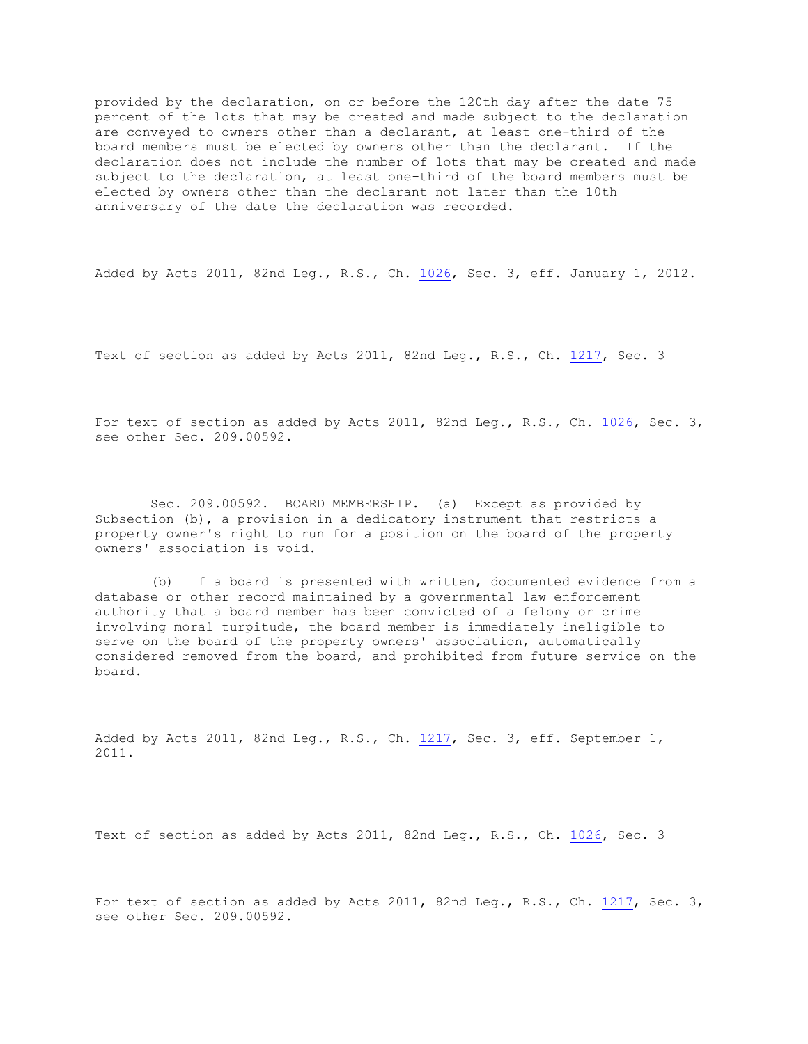provided by the declaration, on or before the 120th day after the date 75 percent of the lots that may be created and made subject to the declaration are conveyed to owners other than a declarant, at least one-third of the board members must be elected by owners other than the declarant. If the declaration does not include the number of lots that may be created and made subject to the declaration, at least one-third of the board members must be elected by owners other than the declarant not later than the 10th anniversary of the date the declaration was recorded.

Added by Acts 2011, 82nd Leg., R.S., Ch. 1026, Sec. 3, eff. January 1, 2012.

Text of section as added by Acts 2011, 82nd Leg., R.S., Ch. 1217, Sec. 3

For text of section as added by Acts 2011, 82nd Leg., R.S., Ch. 1026, Sec. 3, see other Sec. 209.00592.

Sec. 209.00592. BOARD MEMBERSHIP. (a) Except as provided by Subsection (b), a provision in a dedicatory instrument that restricts a property owner's right to run for a position on the board of the property owners' association is void.

(b) If a board is presented with written, documented evidence from a database or other record maintained by a governmental law enforcement authority that a board member has been convicted of a felony or crime involving moral turpitude, the board member is immediately ineligible to serve on the board of the property owners' association, automatically considered removed from the board, and prohibited from future service on the board.

Added by Acts 2011, 82nd Leg., R.S., Ch. 1217, Sec. 3, eff. September 1, 2011.

Text of section as added by Acts 2011, 82nd Leg., R.S., Ch. 1026, Sec. 3

For text of section as added by Acts 2011, 82nd Leg., R.S., Ch. 1217, Sec. 3, see other Sec. 209.00592.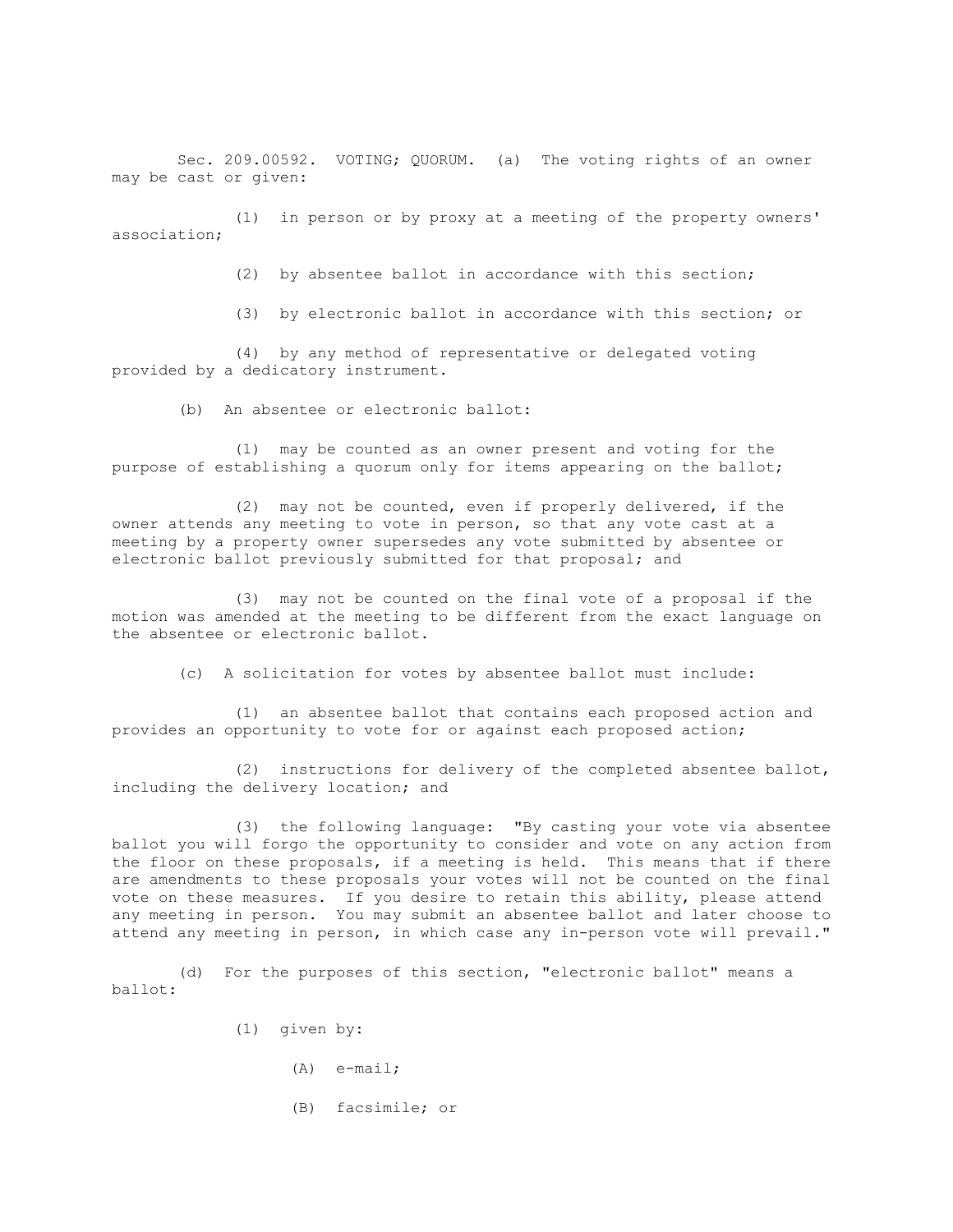Sec. 209.00592. VOTING; QUORUM. (a) The voting rights of an owner may be cast or given:

(1) in person or by proxy at a meeting of the property owners' association;

(2) by absentee ballot in accordance with this section;

(3) by electronic ballot in accordance with this section; or

(4) by any method of representative or delegated voting provided by a dedicatory instrument.

(b) An absentee or electronic ballot:

(1) may be counted as an owner present and voting for the purpose of establishing a quorum only for items appearing on the ballot;

(2) may not be counted, even if properly delivered, if the owner attends any meeting to vote in person, so that any vote cast at a meeting by a property owner supersedes any vote submitted by absentee or electronic ballot previously submitted for that proposal; and

(3) may not be counted on the final vote of a proposal if the motion was amended at the meeting to be different from the exact language on the absentee or electronic ballot.

(c) A solicitation for votes by absentee ballot must include:

(1) an absentee ballot that contains each proposed action and provides an opportunity to vote for or against each proposed action;

(2) instructions for delivery of the completed absentee ballot, including the delivery location; and

(3) the following language: "By casting your vote via absentee ballot you will forgo the opportunity to consider and vote on any action from the floor on these proposals, if a meeting is held. This means that if there are amendments to these proposals your votes will not be counted on the final vote on these measures. If you desire to retain this ability, please attend any meeting in person. You may submit an absentee ballot and later choose to attend any meeting in person, in which case any in-person vote will prevail."

(d) For the purposes of this section, "electronic ballot" means a ballot:

(1) given by:

(A) e-mail;

(B) facsimile; or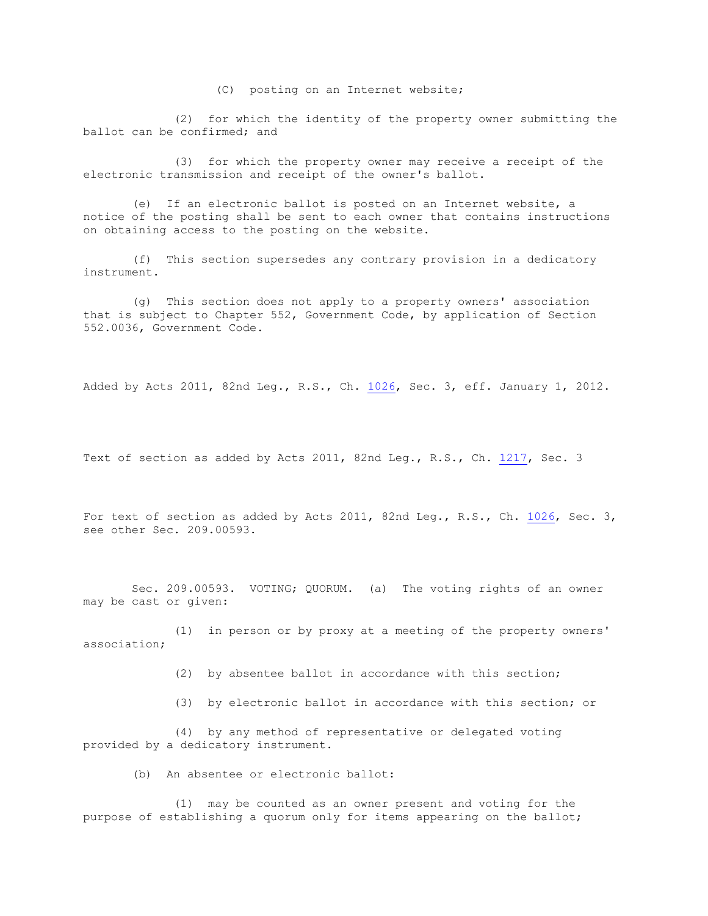(C) posting on an Internet website;

(2) for which the identity of the property owner submitting the ballot can be confirmed; and

(3) for which the property owner may receive a receipt of the electronic transmission and receipt of the owner's ballot.

(e) If an electronic ballot is posted on an Internet website, a notice of the posting shall be sent to each owner that contains instructions on obtaining access to the posting on the website.

(f) This section supersedes any contrary provision in a dedicatory instrument.

(g) This section does not apply to a property owners' association that is subject to Chapter 552, Government Code, by application of Section 552.0036, Government Code.

Added by Acts 2011, 82nd Leg., R.S., Ch. 1026, Sec. 3, eff. January 1, 2012.

Text of section as added by Acts 2011, 82nd Leg., R.S., Ch. 1217, Sec. 3

For text of section as added by Acts 2011, 82nd Leg., R.S., Ch. 1026, Sec. 3, see other Sec. 209.00593.

Sec. 209.00593. VOTING; QUORUM. (a) The voting rights of an owner may be cast or given:

(1) in person or by proxy at a meeting of the property owners' association;

(2) by absentee ballot in accordance with this section;

(3) by electronic ballot in accordance with this section; or

(4) by any method of representative or delegated voting provided by a dedicatory instrument.

(b) An absentee or electronic ballot:

(1) may be counted as an owner present and voting for the purpose of establishing a quorum only for items appearing on the ballot;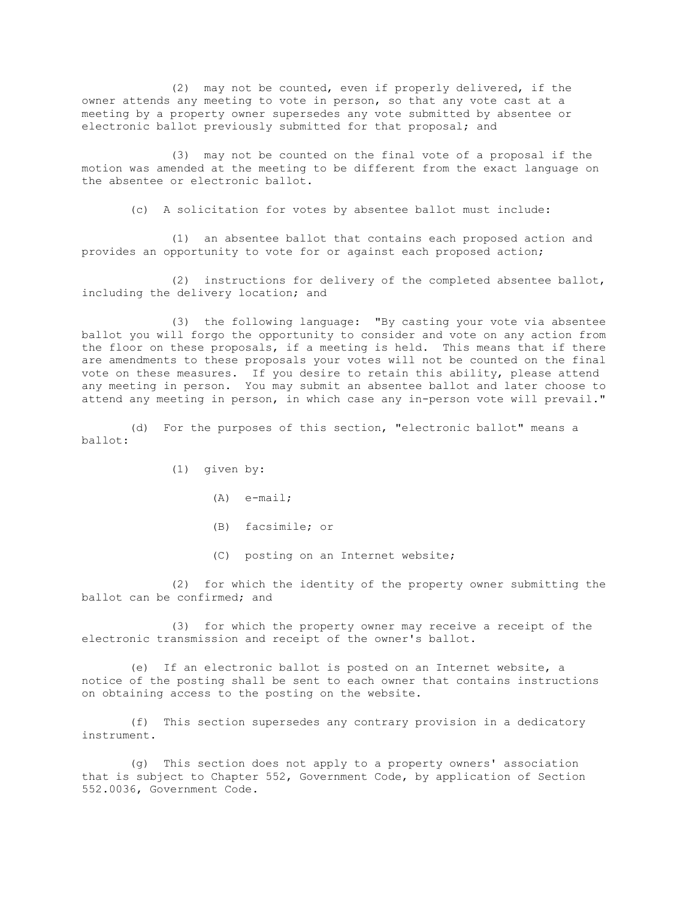(2) may not be counted, even if properly delivered, if the owner attends any meeting to vote in person, so that any vote cast at a meeting by a property owner supersedes any vote submitted by absentee or electronic ballot previously submitted for that proposal; and

(3) may not be counted on the final vote of a proposal if the motion was amended at the meeting to be different from the exact language on the absentee or electronic ballot.

(c) A solicitation for votes by absentee ballot must include:

(1) an absentee ballot that contains each proposed action and provides an opportunity to vote for or against each proposed action;

(2) instructions for delivery of the completed absentee ballot, including the delivery location; and

(3) the following language: "By casting your vote via absentee ballot you will forgo the opportunity to consider and vote on any action from the floor on these proposals, if a meeting is held. This means that if there are amendments to these proposals your votes will not be counted on the final vote on these measures. If you desire to retain this ability, please attend any meeting in person. You may submit an absentee ballot and later choose to attend any meeting in person, in which case any in-person vote will prevail."

(d) For the purposes of this section, "electronic ballot" means a ballot:

(1) given by:

(A) e-mail;

(B) facsimile; or

(C) posting on an Internet website;

(2) for which the identity of the property owner submitting the ballot can be confirmed; and

(3) for which the property owner may receive a receipt of the electronic transmission and receipt of the owner's ballot.

(e) If an electronic ballot is posted on an Internet website, a notice of the posting shall be sent to each owner that contains instructions on obtaining access to the posting on the website.

(f) This section supersedes any contrary provision in a dedicatory instrument.

(g) This section does not apply to a property owners' association that is subject to Chapter 552, Government Code, by application of Section 552.0036, Government Code.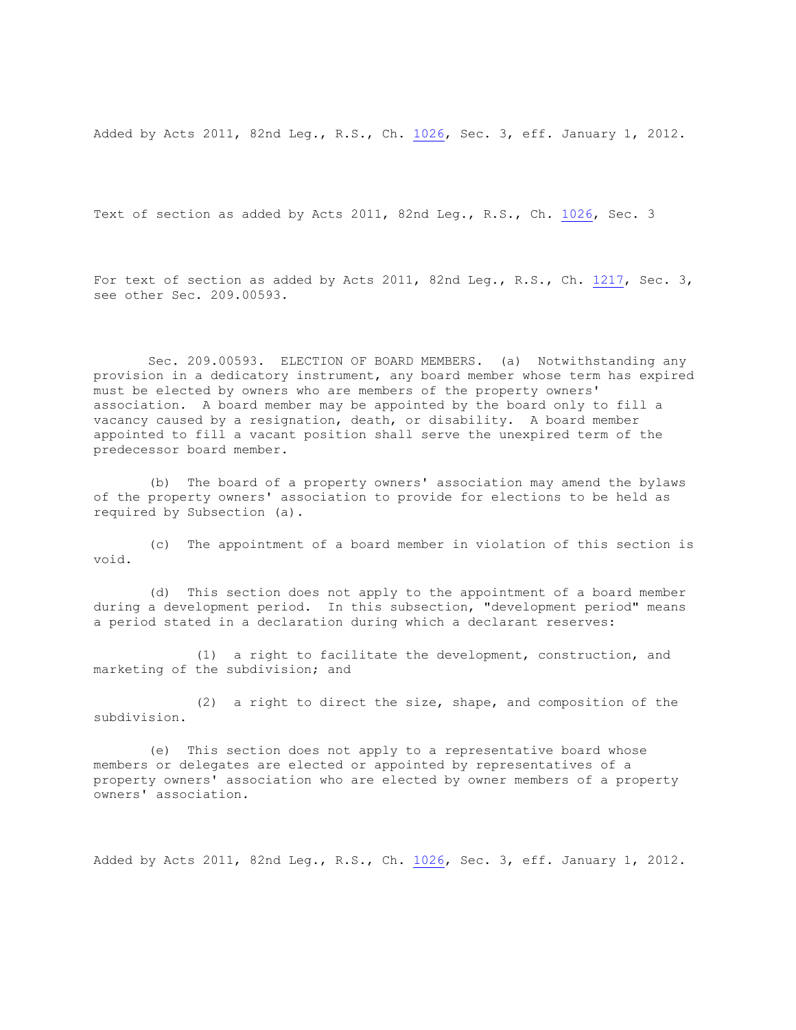Added by Acts 2011, 82nd Leg., R.S., Ch. 1026, Sec. 3, eff. January 1, 2012.

Text of section as added by Acts 2011, 82nd Leg., R.S., Ch. 1026, Sec. 3

For text of section as added by Acts 2011, 82nd Leg., R.S., Ch. 1217, Sec. 3, see other Sec. 209.00593.

Sec. 209.00593. ELECTION OF BOARD MEMBERS. (a) Notwithstanding any provision in a dedicatory instrument, any board member whose term has expired must be elected by owners who are members of the property owners' association. A board member may be appointed by the board only to fill a vacancy caused by a resignation, death, or disability. A board member appointed to fill a vacant position shall serve the unexpired term of the predecessor board member.

(b) The board of a property owners' association may amend the bylaws of the property owners' association to provide for elections to be held as required by Subsection (a).

(c) The appointment of a board member in violation of this section is void.

(d) This section does not apply to the appointment of a board member during a development period. In this subsection, "development period" means a period stated in a declaration during which a declarant reserves:

(1) a right to facilitate the development, construction, and marketing of the subdivision; and

(2) a right to direct the size, shape, and composition of the subdivision.

(e) This section does not apply to a representative board whose members or delegates are elected or appointed by representatives of a property owners' association who are elected by owner members of a property owners' association.

Added by Acts 2011, 82nd Leg., R.S., Ch. 1026, Sec. 3, eff. January 1, 2012.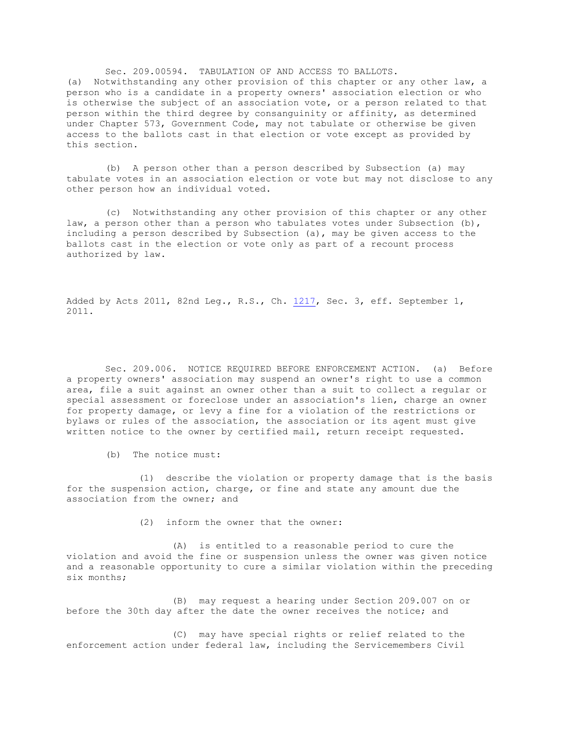Sec. 209.00594. TABULATION OF AND ACCESS TO BALLOTS.

(a) Notwithstanding any other provision of this chapter or any other law, a person who is a candidate in a property owners' association election or who is otherwise the subject of an association vote, or a person related to that person within the third degree by consanguinity or affinity, as determined under Chapter 573, Government Code, may not tabulate or otherwise be given access to the ballots cast in that election or vote except as provided by this section.

(b) A person other than a person described by Subsection (a) may tabulate votes in an association election or vote but may not disclose to any other person how an individual voted.

(c) Notwithstanding any other provision of this chapter or any other law, a person other than a person who tabulates votes under Subsection (b), including a person described by Subsection (a), may be given access to the ballots cast in the election or vote only as part of a recount process authorized by law.

Added by Acts 2011, 82nd Leg., R.S., Ch. 1217, Sec. 3, eff. September 1, 2011.

Sec. 209.006. NOTICE REQUIRED BEFORE ENFORCEMENT ACTION. (a) Before a property owners' association may suspend an owner's right to use a common area, file a suit against an owner other than a suit to collect a regular or special assessment or foreclose under an association's lien, charge an owner for property damage, or levy a fine for a violation of the restrictions or bylaws or rules of the association, the association or its agent must give written notice to the owner by certified mail, return receipt requested.

(b) The notice must:

(1) describe the violation or property damage that is the basis for the suspension action, charge, or fine and state any amount due the association from the owner; and

(2) inform the owner that the owner:

(A) is entitled to a reasonable period to cure the violation and avoid the fine or suspension unless the owner was given notice and a reasonable opportunity to cure a similar violation within the preceding six months;

(B) may request a hearing under Section 209.007 on or before the 30th day after the date the owner receives the notice; and

(C) may have special rights or relief related to the enforcement action under federal law, including the Servicemembers Civil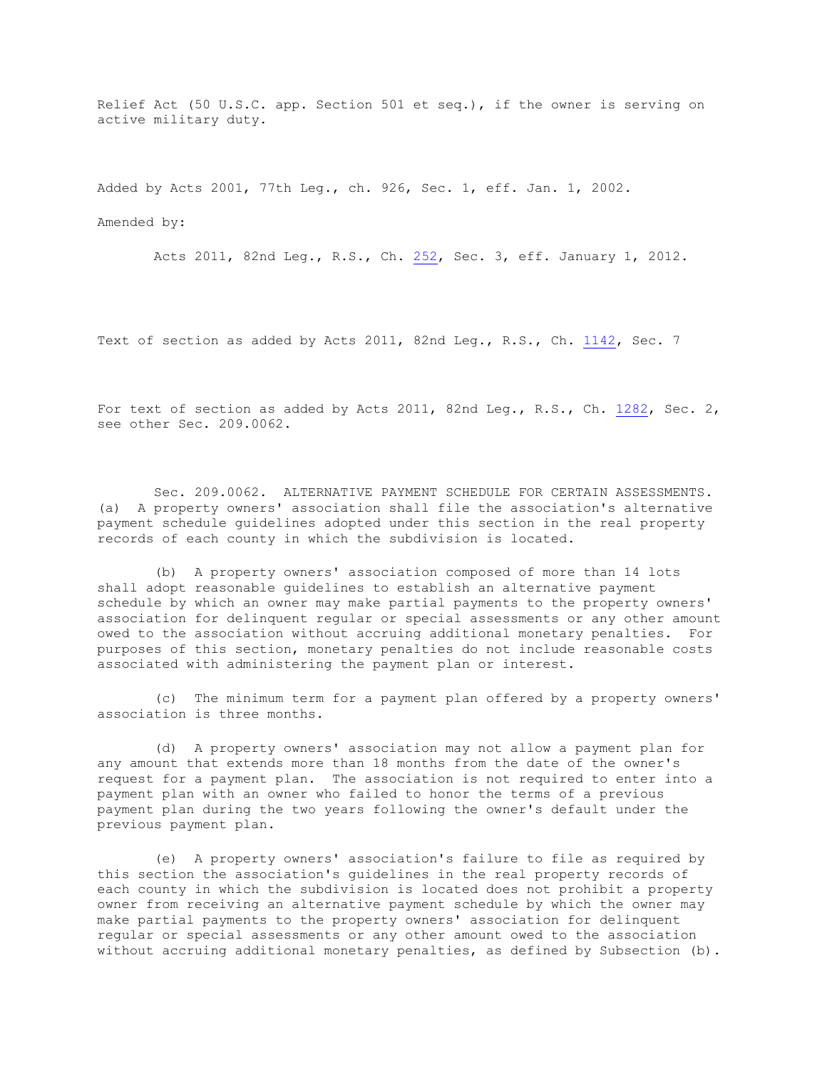Relief Act (50 U.S.C. app. Section 501 et seq.), if the owner is serving on active military duty.

Added by Acts 2001, 77th Leg., ch. 926, Sec. 1, eff. Jan. 1, 2002.

Amended by:

Acts 2011, 82nd Leg., R.S., Ch. 252, Sec. 3, eff. January 1, 2012.

Text of section as added by Acts 2011, 82nd Leg., R.S., Ch. 1142, Sec. 7

For text of section as added by Acts 2011, 82nd Leg., R.S., Ch. 1282, Sec. 2, see other Sec. 209.0062.

Sec. 209.0062. ALTERNATIVE PAYMENT SCHEDULE FOR CERTAIN ASSESSMENTS. (a) A property owners' association shall file the association's alternative payment schedule guidelines adopted under this section in the real property records of each county in which the subdivision is located.

(b) A property owners' association composed of more than 14 lots shall adopt reasonable guidelines to establish an alternative payment schedule by which an owner may make partial payments to the property owners' association for delinquent regular or special assessments or any other amount owed to the association without accruing additional monetary penalties. For purposes of this section, monetary penalties do not include reasonable costs associated with administering the payment plan or interest.

(c) The minimum term for a payment plan offered by a property owners' association is three months.

(d) A property owners' association may not allow a payment plan for any amount that extends more than 18 months from the date of the owner's request for a payment plan. The association is not required to enter into a payment plan with an owner who failed to honor the terms of a previous payment plan during the two years following the owner's default under the previous payment plan.

(e) A property owners' association's failure to file as required by this section the association's guidelines in the real property records of each county in which the subdivision is located does not prohibit a property owner from receiving an alternative payment schedule by which the owner may make partial payments to the property owners' association for delinquent regular or special assessments or any other amount owed to the association without accruing additional monetary penalties, as defined by Subsection (b).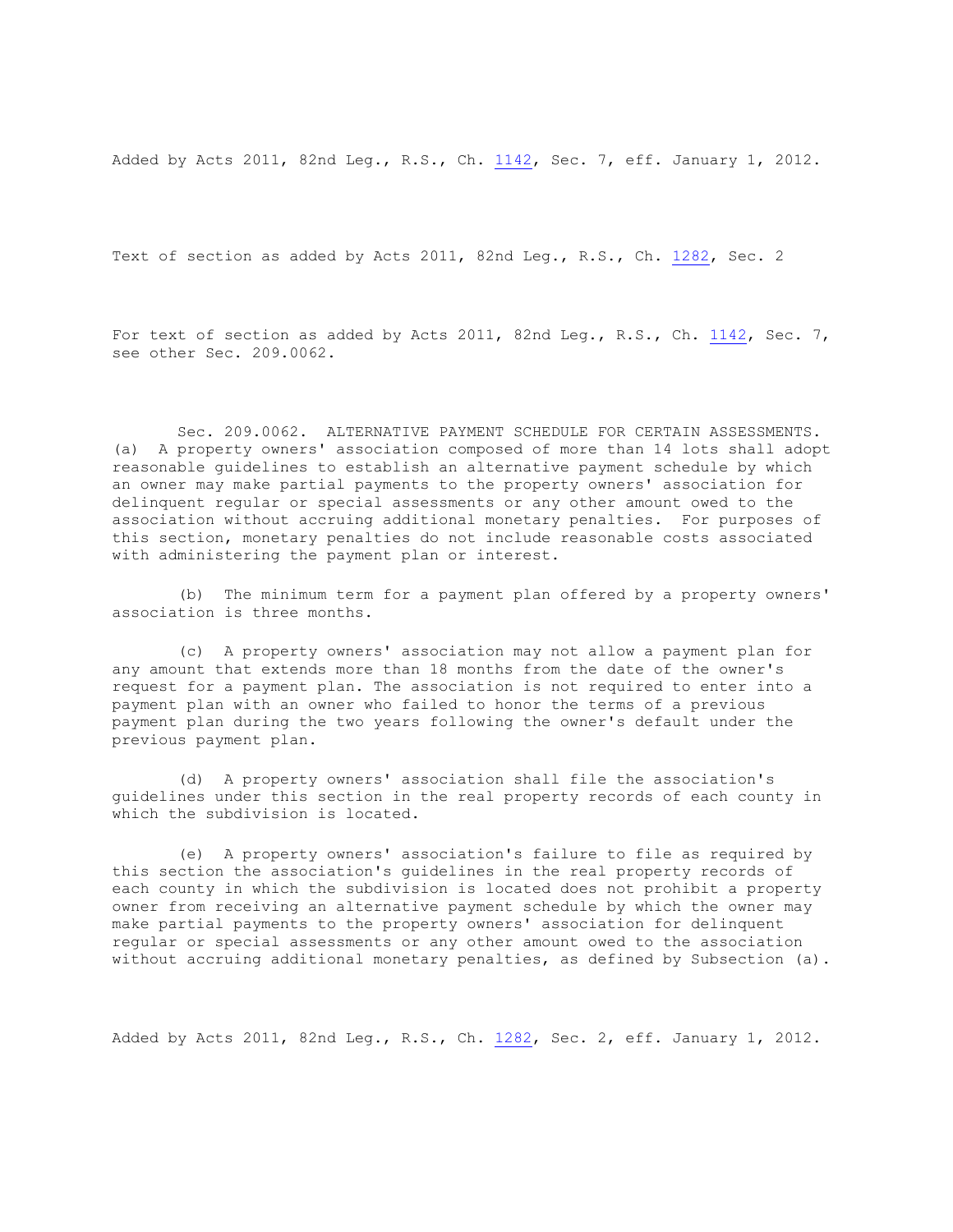Added by Acts 2011, 82nd Leg., R.S., Ch. 1142, Sec. 7, eff. January 1, 2012.

Text of section as added by Acts 2011, 82nd Leg., R.S., Ch. 1282, Sec. 2

For text of section as added by Acts 2011, 82nd Leg., R.S., Ch. 1142, Sec. 7, see other Sec. 209.0062.

Sec. 209.0062. ALTERNATIVE PAYMENT SCHEDULE FOR CERTAIN ASSESSMENTS. (a) A property owners' association composed of more than 14 lots shall adopt reasonable guidelines to establish an alternative payment schedule by which an owner may make partial payments to the property owners' association for delinquent regular or special assessments or any other amount owed to the association without accruing additional monetary penalties. For purposes of this section, monetary penalties do not include reasonable costs associated with administering the payment plan or interest.

(b) The minimum term for a payment plan offered by a property owners' association is three months.

(c) A property owners' association may not allow a payment plan for any amount that extends more than 18 months from the date of the owner's request for a payment plan. The association is not required to enter into a payment plan with an owner who failed to honor the terms of a previous payment plan during the two years following the owner's default under the previous payment plan.

(d) A property owners' association shall file the association's guidelines under this section in the real property records of each county in which the subdivision is located.

(e) A property owners' association's failure to file as required by this section the association's guidelines in the real property records of each county in which the subdivision is located does not prohibit a property owner from receiving an alternative payment schedule by which the owner may make partial payments to the property owners' association for delinquent regular or special assessments or any other amount owed to the association without accruing additional monetary penalties, as defined by Subsection (a).

Added by Acts 2011, 82nd Leg., R.S., Ch. 1282, Sec. 2, eff. January 1, 2012.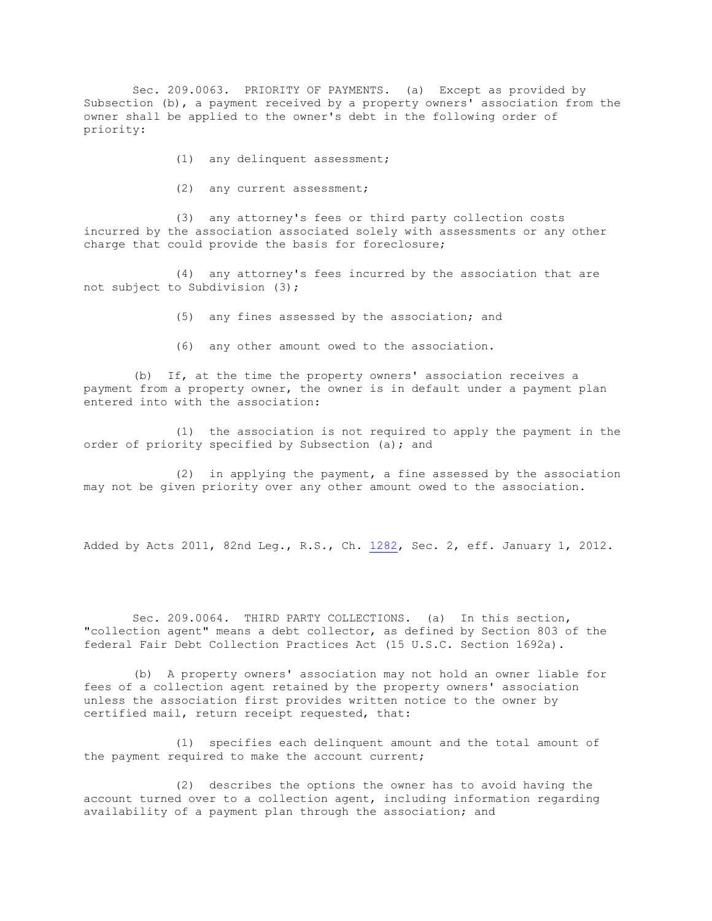Sec. 209.0063. PRIORITY OF PAYMENTS. (a) Except as provided by Subsection (b), a payment received by a property owners' association from the owner shall be applied to the owner's debt in the following order of priority:

(1) any delinquent assessment;

(2) any current assessment;

(3) any attorney's fees or third party collection costs incurred by the association associated solely with assessments or any other charge that could provide the basis for foreclosure;

(4) any attorney's fees incurred by the association that are not subject to Subdivision (3);

(5) any fines assessed by the association; and

(6) any other amount owed to the association.

(b) If, at the time the property owners' association receives a payment from a property owner, the owner is in default under a payment plan entered into with the association:

(1) the association is not required to apply the payment in the order of priority specified by Subsection (a); and

(2) in applying the payment, a fine assessed by the association may not be given priority over any other amount owed to the association.

Added by Acts 2011, 82nd Leg., R.S., Ch. 1282, Sec. 2, eff. January 1, 2012.

Sec. 209.0064. THIRD PARTY COLLECTIONS. (a) In this section, "collection agent" means a debt collector, as defined by Section 803 of the federal Fair Debt Collection Practices Act (15 U.S.C. Section 1692a).

(b) A property owners' association may not hold an owner liable for fees of a collection agent retained by the property owners' association unless the association first provides written notice to the owner by certified mail, return receipt requested, that:

(1) specifies each delinquent amount and the total amount of the payment required to make the account current;

(2) describes the options the owner has to avoid having the account turned over to a collection agent, including information regarding availability of a payment plan through the association; and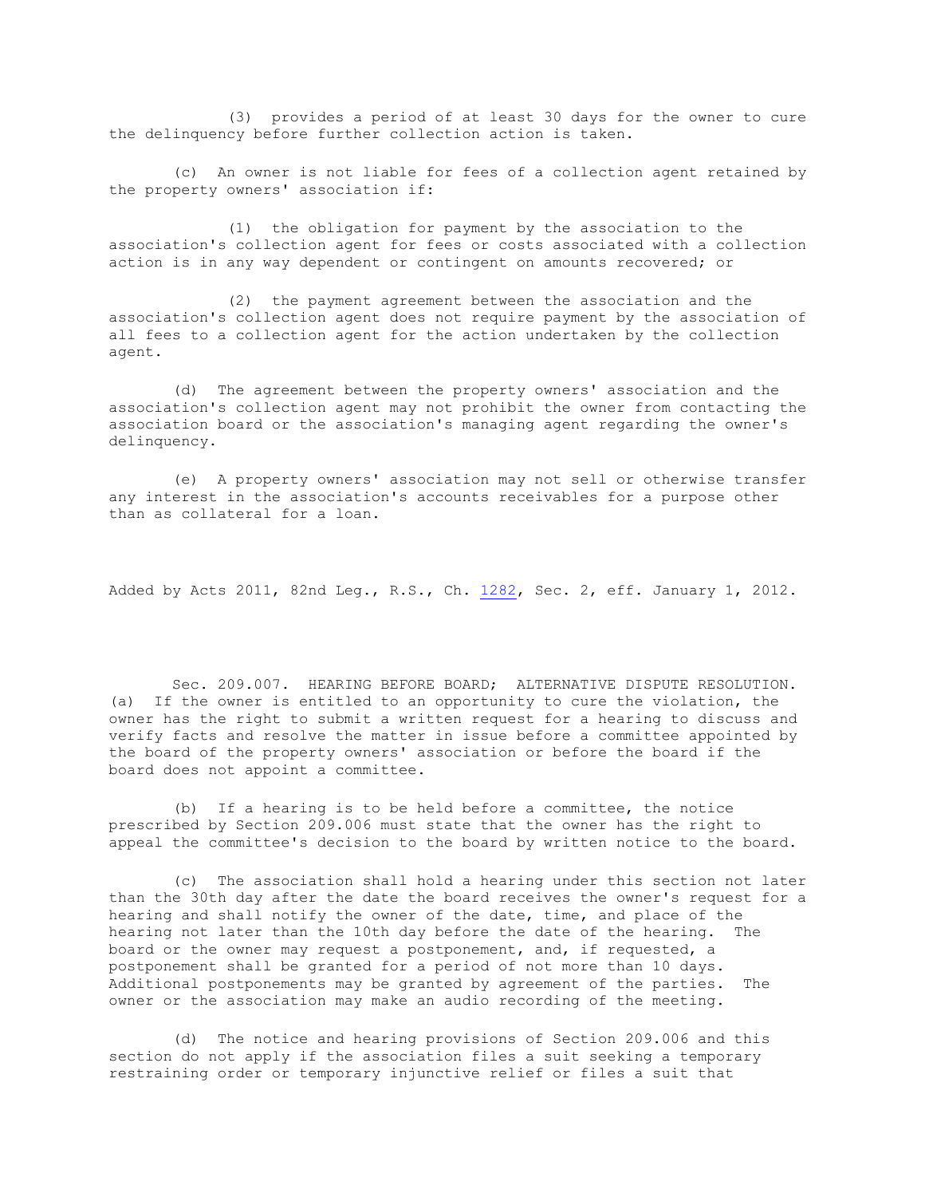(3) provides a period of at least 30 days for the owner to cure the delinquency before further collection action is taken.

(c) An owner is not liable for fees of a collection agent retained by the property owners' association if:

(1) the obligation for payment by the association to the association's collection agent for fees or costs associated with a collection action is in any way dependent or contingent on amounts recovered; or

(2) the payment agreement between the association and the association's collection agent does not require payment by the association of all fees to a collection agent for the action undertaken by the collection agent.

(d) The agreement between the property owners' association and the association's collection agent may not prohibit the owner from contacting the association board or the association's managing agent regarding the owner's delinquency.

(e) A property owners' association may not sell or otherwise transfer any interest in the association's accounts receivables for a purpose other than as collateral for a loan.

Added by Acts 2011, 82nd Leg., R.S., Ch. 1282, Sec. 2, eff. January 1, 2012.

Sec. 209.007. HEARING BEFORE BOARD; ALTERNATIVE DISPUTE RESOLUTION. (a) If the owner is entitled to an opportunity to cure the violation, the owner has the right to submit a written request for a hearing to discuss and verify facts and resolve the matter in issue before a committee appointed by the board of the property owners' association or before the board if the board does not appoint a committee.

(b) If a hearing is to be held before a committee, the notice prescribed by Section 209.006 must state that the owner has the right to appeal the committee's decision to the board by written notice to the board.

(c) The association shall hold a hearing under this section not later than the 30th day after the date the board receives the owner's request for a hearing and shall notify the owner of the date, time, and place of the hearing not later than the 10th day before the date of the hearing. The board or the owner may request a postponement, and, if requested, a postponement shall be granted for a period of not more than 10 days. Additional postponements may be granted by agreement of the parties. The owner or the association may make an audio recording of the meeting.

(d) The notice and hearing provisions of Section 209.006 and this section do not apply if the association files a suit seeking a temporary restraining order or temporary injunctive relief or files a suit that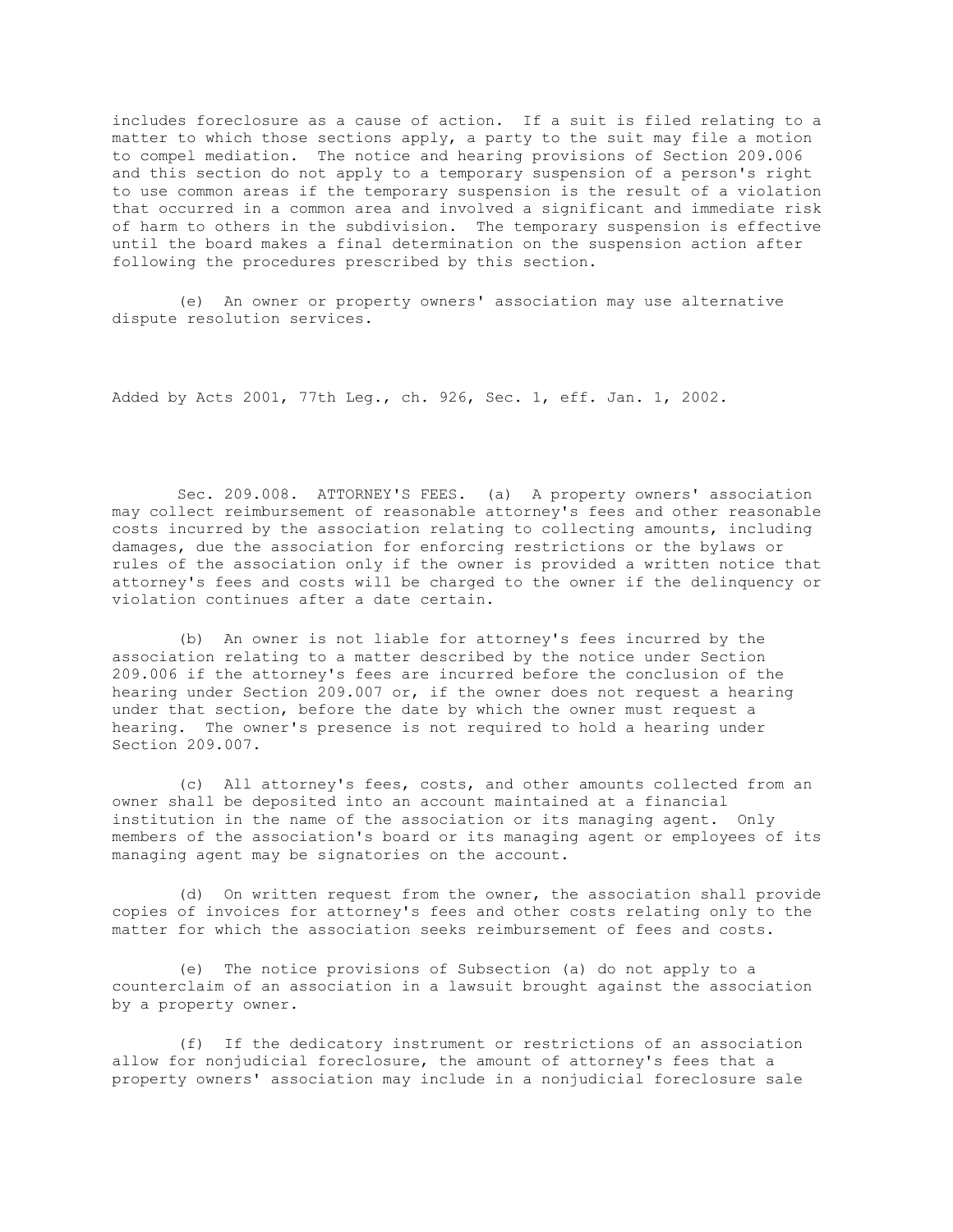includes foreclosure as a cause of action. If a suit is filed relating to a matter to which those sections apply, a party to the suit may file a motion to compel mediation. The notice and hearing provisions of Section 209.006 and this section do not apply to a temporary suspension of a person's right to use common areas if the temporary suspension is the result of a violation that occurred in a common area and involved a significant and immediate risk of harm to others in the subdivision. The temporary suspension is effective until the board makes a final determination on the suspension action after following the procedures prescribed by this section.

(e) An owner or property owners' association may use alternative dispute resolution services.

Added by Acts 2001, 77th Leg., ch. 926, Sec. 1, eff. Jan. 1, 2002.

Sec. 209.008. ATTORNEY'S FEES. (a) A property owners' association may collect reimbursement of reasonable attorney's fees and other reasonable costs incurred by the association relating to collecting amounts, including damages, due the association for enforcing restrictions or the bylaws or rules of the association only if the owner is provided a written notice that attorney's fees and costs will be charged to the owner if the delinquency or violation continues after a date certain.

(b) An owner is not liable for attorney's fees incurred by the association relating to a matter described by the notice under Section 209.006 if the attorney's fees are incurred before the conclusion of the hearing under Section 209.007 or, if the owner does not request a hearing under that section, before the date by which the owner must request a hearing. The owner's presence is not required to hold a hearing under Section 209.007.

(c) All attorney's fees, costs, and other amounts collected from an owner shall be deposited into an account maintained at a financial institution in the name of the association or its managing agent. Only members of the association's board or its managing agent or employees of its managing agent may be signatories on the account.

(d) On written request from the owner, the association shall provide copies of invoices for attorney's fees and other costs relating only to the matter for which the association seeks reimbursement of fees and costs.

(e) The notice provisions of Subsection (a) do not apply to a counterclaim of an association in a lawsuit brought against the association by a property owner.

(f) If the dedicatory instrument or restrictions of an association allow for nonjudicial foreclosure, the amount of attorney's fees that a property owners' association may include in a nonjudicial foreclosure sale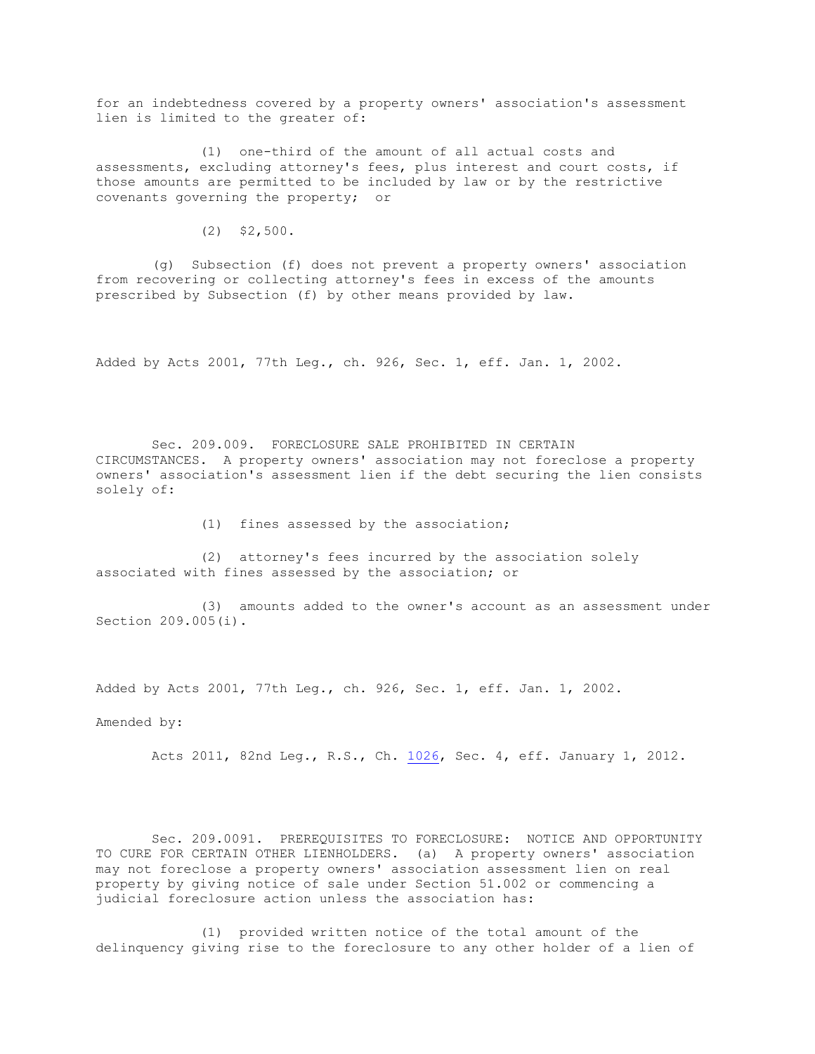for an indebtedness covered by a property owners' association's assessment lien is limited to the greater of:

(1) one-third of the amount of all actual costs and assessments, excluding attorney's fees, plus interest and court costs, if those amounts are permitted to be included by law or by the restrictive covenants governing the property; or

(2) $2,500.

(g) Subsection (f) does not prevent a property owners' association from recovering or collecting attorney's fees in excess of the amounts prescribed by Subsection (f) by other means provided by law.

Added by Acts 2001, 77th Leg., ch. 926, Sec. 1, eff. Jan. 1, 2002.

Sec. 209.009. FORECLOSURE SALE PROHIBITED IN CERTAIN CIRCUMSTANCES. A property owners' association may not foreclose a property owners' association's assessment lien if the debt securing the lien consists solely of:

(1) fines assessed by the association;

(2) attorney's fees incurred by the association solely associated with fines assessed by the association; or

(3) amounts added to the owner's account as an assessment under Section 209.005(i).

Added by Acts 2001, 77th Leg., ch. 926, Sec. 1, eff. Jan. 1, 2002.

Amended by:

Acts 2011, 82nd Leg., R.S., Ch. 1026, Sec. 4, eff. January 1, 2012.

Sec. 209.0091. PREREQUISITES TO FORECLOSURE: NOTICE AND OPPORTUNITY TO CURE FOR CERTAIN OTHER LIENHOLDERS. (a) A property owners' association may not foreclose a property owners' association assessment lien on real property by giving notice of sale under Section 51.002 or commencing a judicial foreclosure action unless the association has:

(1) provided written notice of the total amount of the delinquency giving rise to the foreclosure to any other holder of a lien of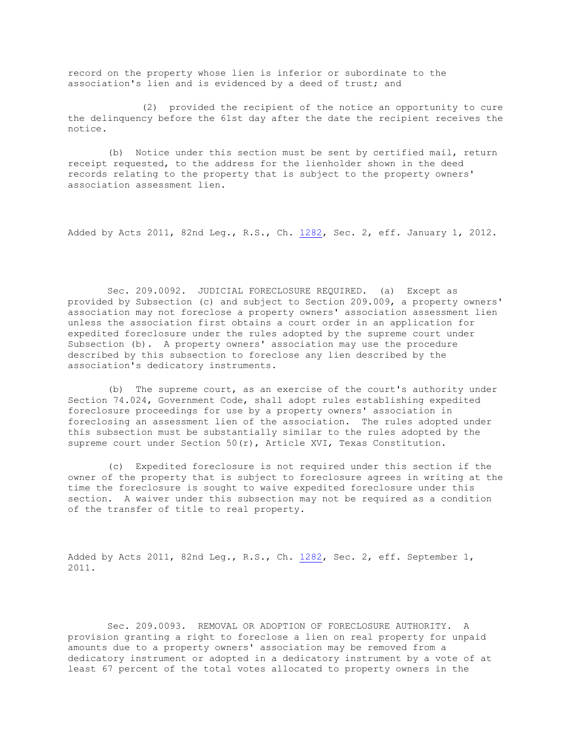record on the property whose lien is inferior or subordinate to the association's lien and is evidenced by a deed of trust; and

(2) provided the recipient of the notice an opportunity to cure the delinquency before the 61st day after the date the recipient receives the notice.

(b) Notice under this section must be sent by certified mail, return receipt requested, to the address for the lienholder shown in the deed records relating to the property that is subject to the property owners' association assessment lien.

Added by Acts 2011, 82nd Leg., R.S., Ch. 1282, Sec. 2, eff. January 1, 2012.

Sec. 209.0092. JUDICIAL FORECLOSURE REQUIRED. (a) Except as provided by Subsection (c) and subject to Section 209.009, a property owners' association may not foreclose a property owners' association assessment lien unless the association first obtains a court order in an application for expedited foreclosure under the rules adopted by the supreme court under Subsection (b). A property owners' association may use the procedure described by this subsection to foreclose any lien described by the association's dedicatory instruments.

(b) The supreme court, as an exercise of the court's authority under Section 74.024, Government Code, shall adopt rules establishing expedited foreclosure proceedings for use by a property owners' association in foreclosing an assessment lien of the association. The rules adopted under this subsection must be substantially similar to the rules adopted by the supreme court under Section 50(r), Article XVI, Texas Constitution.

(c) Expedited foreclosure is not required under this section if the owner of the property that is subject to foreclosure agrees in writing at the time the foreclosure is sought to waive expedited foreclosure under this section. A waiver under this subsection may not be required as a condition of the transfer of title to real property.

Added by Acts 2011, 82nd Leg., R.S., Ch. 1282, Sec. 2, eff. September 1, 2011.

Sec. 209.0093. REMOVAL OR ADOPTION OF FORECLOSURE AUTHORITY. A provision granting a right to foreclose a lien on real property for unpaid amounts due to a property owners' association may be removed from a dedicatory instrument or adopted in a dedicatory instrument by a vote of at least 67 percent of the total votes allocated to property owners in the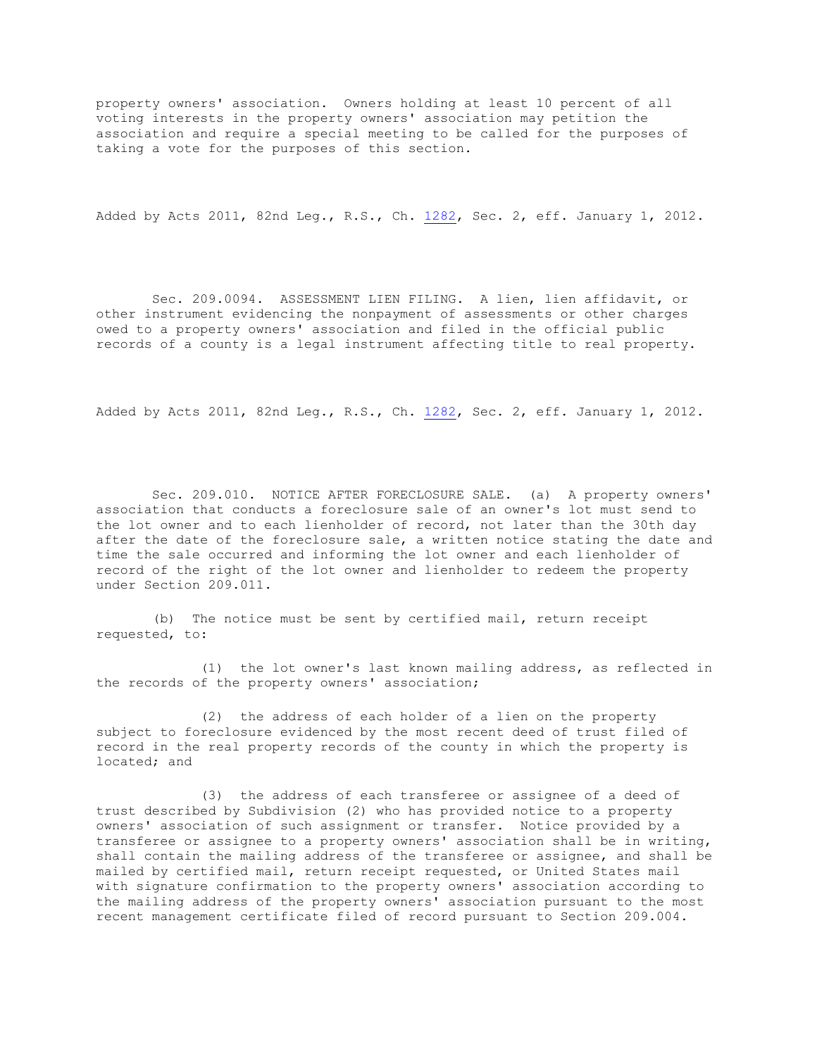property owners' association. Owners holding at least 10 percent of all voting interests in the property owners' association may petition the association and require a special meeting to be called for the purposes of taking a vote for the purposes of this section.

Added by Acts 2011, 82nd Leg., R.S., Ch. 1282, Sec. 2, eff. January 1, 2012.

Sec. 209.0094. ASSESSMENT LIEN FILING. A lien, lien affidavit, or other instrument evidencing the nonpayment of assessments or other charges owed to a property owners' association and filed in the official public records of a county is a legal instrument affecting title to real property.

Added by Acts 2011, 82nd Leg., R.S., Ch. 1282, Sec. 2, eff. January 1, 2012.

Sec. 209.010. NOTICE AFTER FORECLOSURE SALE. (a) A property owners' association that conducts a foreclosure sale of an owner's lot must send to the lot owner and to each lienholder of record, not later than the 30th day after the date of the foreclosure sale, a written notice stating the date and time the sale occurred and informing the lot owner and each lienholder of record of the right of the lot owner and lienholder to redeem the property under Section 209.011.

(b) The notice must be sent by certified mail, return receipt requested, to:

(1) the lot owner's last known mailing address, as reflected in the records of the property owners' association;

(2) the address of each holder of a lien on the property subject to foreclosure evidenced by the most recent deed of trust filed of record in the real property records of the county in which the property is located; and

(3) the address of each transferee or assignee of a deed of trust described by Subdivision (2) who has provided notice to a property owners' association of such assignment or transfer. Notice provided by a transferee or assignee to a property owners' association shall be in writing, shall contain the mailing address of the transferee or assignee, and shall be mailed by certified mail, return receipt requested, or United States mail with signature confirmation to the property owners' association according to the mailing address of the property owners' association pursuant to the most recent management certificate filed of record pursuant to Section 209.004.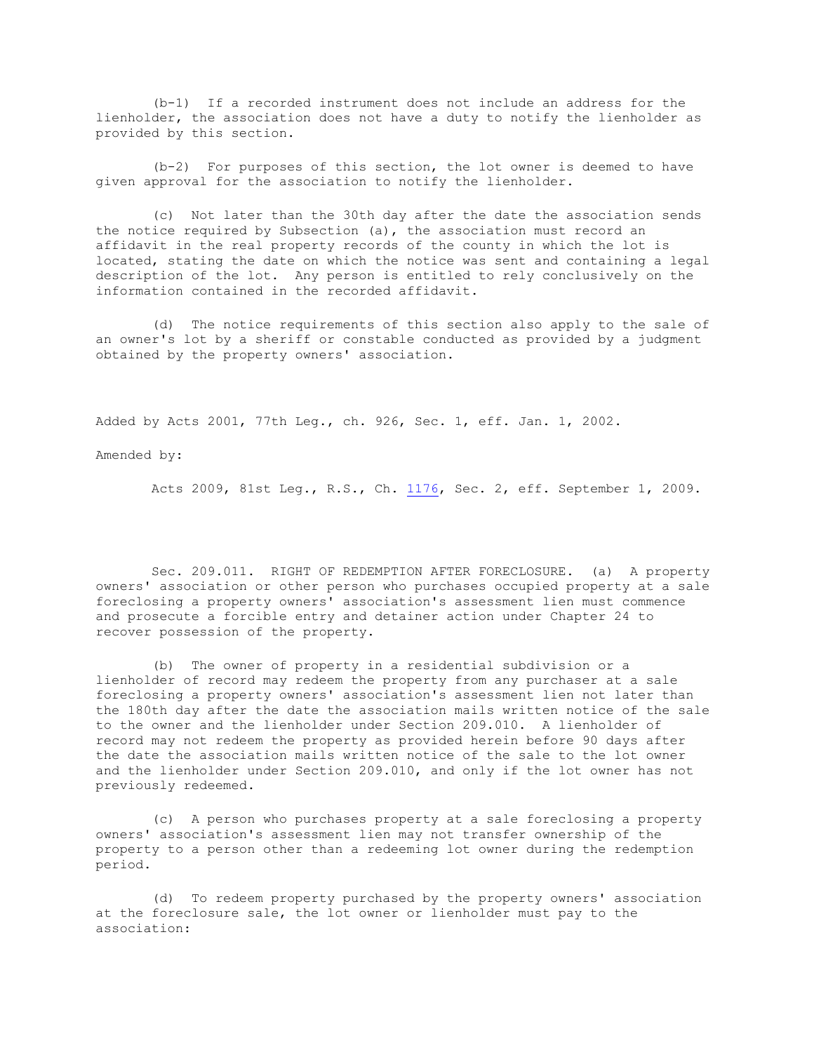(b-1) If a recorded instrument does not include an address for the lienholder, the association does not have a duty to notify the lienholder as provided by this section.

(b-2) For purposes of this section, the lot owner is deemed to have given approval for the association to notify the lienholder.

(c) Not later than the 30th day after the date the association sends the notice required by Subsection (a), the association must record an affidavit in the real property records of the county in which the lot is located, stating the date on which the notice was sent and containing a legal description of the lot. Any person is entitled to rely conclusively on the information contained in the recorded affidavit.

(d) The notice requirements of this section also apply to the sale of an owner's lot by a sheriff or constable conducted as provided by a judgment obtained by the property owners' association.

Added by Acts 2001, 77th Leg., ch. 926, Sec. 1, eff. Jan. 1, 2002.

Amended by:

Acts 2009, 81st Leg., R.S., Ch. 1176, Sec. 2, eff. September 1, 2009.

Sec. 209.011. RIGHT OF REDEMPTION AFTER FORECLOSURE. (a) A property owners' association or other person who purchases occupied property at a sale foreclosing a property owners' association's assessment lien must commence and prosecute a forcible entry and detainer action under Chapter 24 to recover possession of the property.

(b) The owner of property in a residential subdivision or a lienholder of record may redeem the property from any purchaser at a sale foreclosing a property owners' association's assessment lien not later than the 180th day after the date the association mails written notice of the sale to the owner and the lienholder under Section 209.010. A lienholder of record may not redeem the property as provided herein before 90 days after the date the association mails written notice of the sale to the lot owner and the lienholder under Section 209.010, and only if the lot owner has not previously redeemed.

(c) A person who purchases property at a sale foreclosing a property owners' association's assessment lien may not transfer ownership of the property to a person other than a redeeming lot owner during the redemption period.

(d) To redeem property purchased by the property owners' association at the foreclosure sale, the lot owner or lienholder must pay to the association: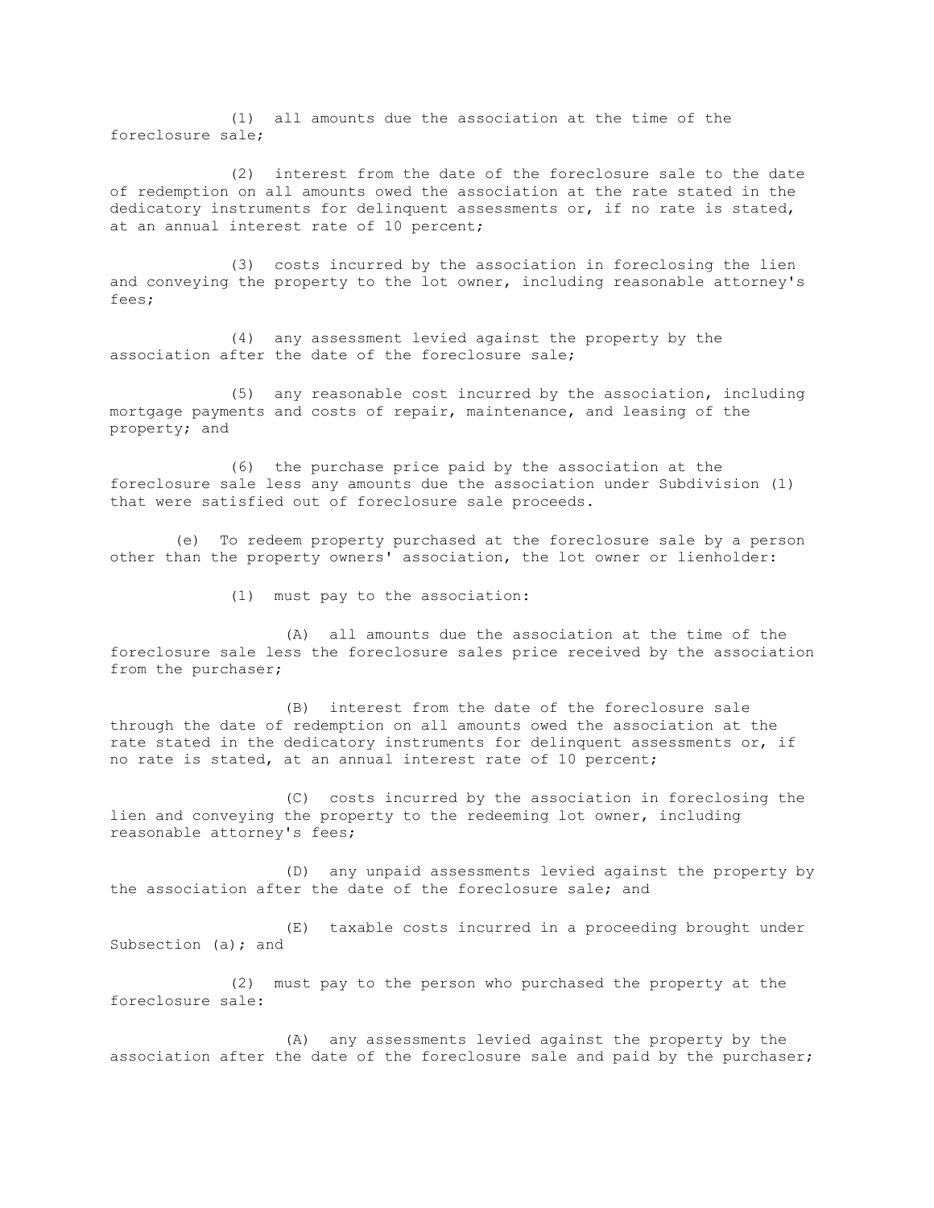(1) all amounts due the association at the time of the foreclosure sale;

(2) interest from the date of the foreclosure sale to the date of redemption on all amounts owed the association at the rate stated in the dedicatory instruments for delinquent assessments or, if no rate is stated, at an annual interest rate of 10 percent;

(3) costs incurred by the association in foreclosing the lien and conveying the property to the lot owner, including reasonable attorney's fees;

(4) any assessment levied against the property by the association after the date of the foreclosure sale;

(5) any reasonable cost incurred by the association, including mortgage payments and costs of repair, maintenance, and leasing of the property; and

(6) the purchase price paid by the association at the foreclosure sale less any amounts due the association under Subdivision (1) that were satisfied out of foreclosure sale proceeds.

(e) To redeem property purchased at the foreclosure sale by a person other than the property owners' association, the lot owner or lienholder:

(1) must pay to the association:

(A) all amounts due the association at the time of the foreclosure sale less the foreclosure sales price received by the association from the purchaser;

(B) interest from the date of the foreclosure sale through the date of redemption on all amounts owed the association at the rate stated in the dedicatory instruments for delinquent assessments or, if no rate is stated, at an annual interest rate of 10 percent;

(C) costs incurred by the association in foreclosing the lien and conveying the property to the redeeming lot owner, including reasonable attorney's fees;

(D) any unpaid assessments levied against the property by the association after the date of the foreclosure sale; and

(E) taxable costs incurred in a proceeding brought under Subsection (a); and

(2) must pay to the person who purchased the property at the foreclosure sale:

(A) any assessments levied against the property by the association after the date of the foreclosure sale and paid by the purchaser;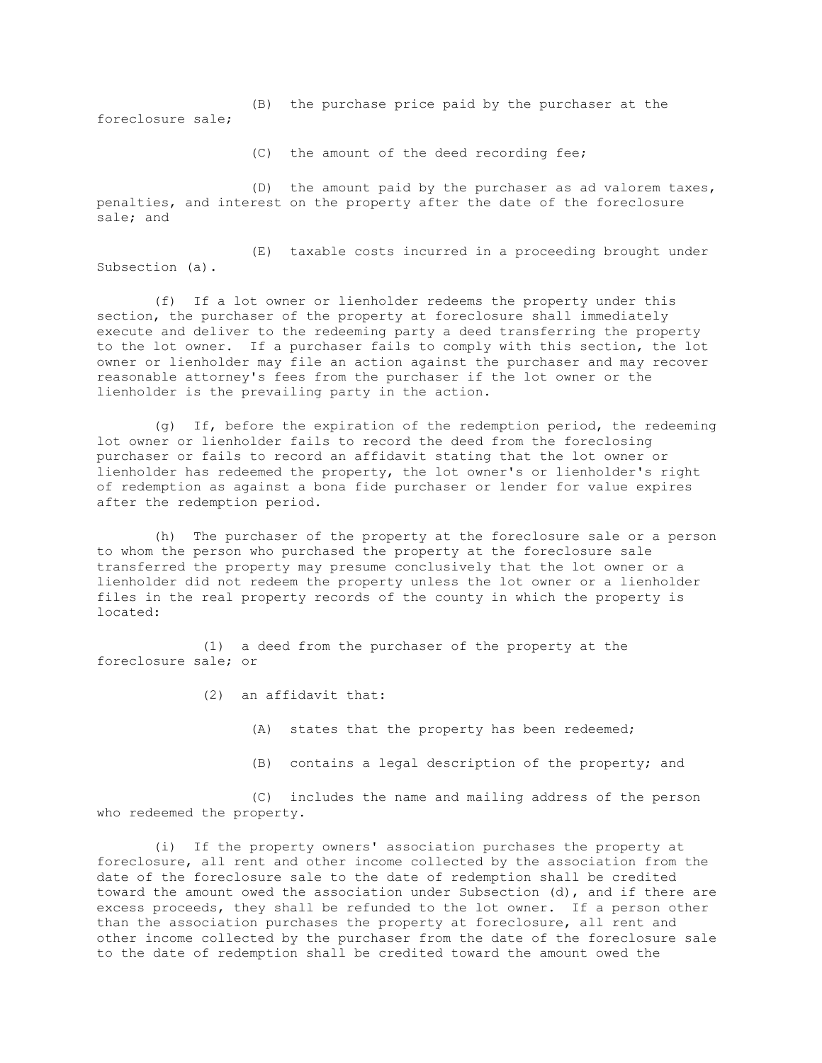(B) the purchase price paid by the purchaser at the foreclosure sale;

(C) the amount of the deed recording fee;

(D) the amount paid by the purchaser as ad valorem taxes, penalties, and interest on the property after the date of the foreclosure sale; and

(E) taxable costs incurred in a proceeding brought under Subsection (a).

(f) If a lot owner or lienholder redeems the property under this section, the purchaser of the property at foreclosure shall immediately execute and deliver to the redeeming party a deed transferring the property to the lot owner. If a purchaser fails to comply with this section, the lot owner or lienholder may file an action against the purchaser and may recover reasonable attorney's fees from the purchaser if the lot owner or the lienholder is the prevailing party in the action.

(g) If, before the expiration of the redemption period, the redeeming lot owner or lienholder fails to record the deed from the foreclosing purchaser or fails to record an affidavit stating that the lot owner or lienholder has redeemed the property, the lot owner's or lienholder's right of redemption as against a bona fide purchaser or lender for value expires after the redemption period.

(h) The purchaser of the property at the foreclosure sale or a person to whom the person who purchased the property at the foreclosure sale transferred the property may presume conclusively that the lot owner or a lienholder did not redeem the property unless the lot owner or a lienholder files in the real property records of the county in which the property is located:

(1) a deed from the purchaser of the property at the foreclosure sale; or

(2) an affidavit that:

(A) states that the property has been redeemed;

(B) contains a legal description of the property; and

(C) includes the name and mailing address of the person who redeemed the property.

(i) If the property owners' association purchases the property at foreclosure, all rent and other income collected by the association from the date of the foreclosure sale to the date of redemption shall be credited toward the amount owed the association under Subsection (d), and if there are excess proceeds, they shall be refunded to the lot owner. If a person other than the association purchases the property at foreclosure, all rent and other income collected by the purchaser from the date of the foreclosure sale to the date of redemption shall be credited toward the amount owed the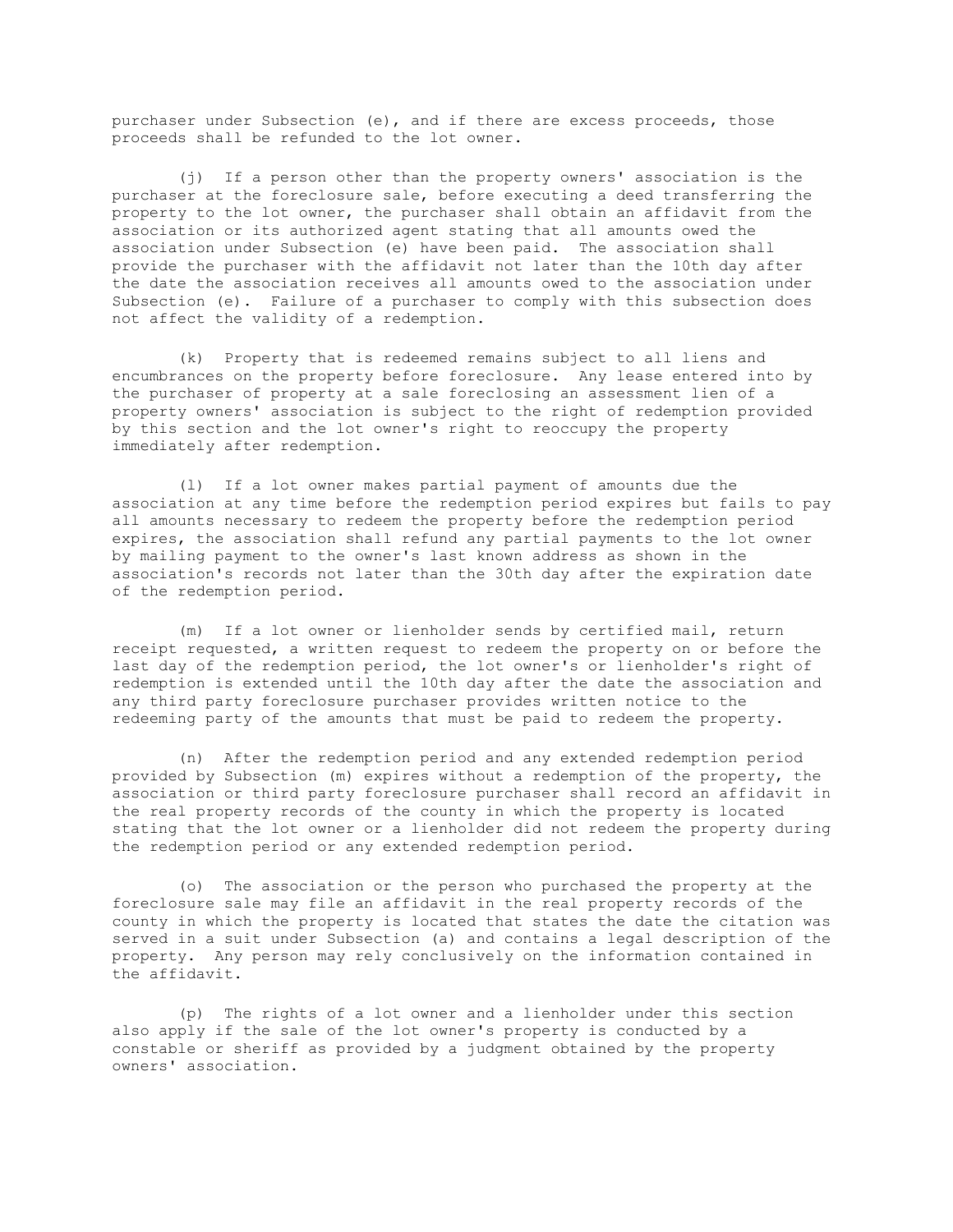purchaser under Subsection (e), and if there are excess proceeds, those proceeds shall be refunded to the lot owner.

(j) If a person other than the property owners' association is the purchaser at the foreclosure sale, before executing a deed transferring the property to the lot owner, the purchaser shall obtain an affidavit from the association or its authorized agent stating that all amounts owed the association under Subsection (e) have been paid. The association shall provide the purchaser with the affidavit not later than the 10th day after the date the association receives all amounts owed to the association under Subsection (e). Failure of a purchaser to comply with this subsection does not affect the validity of a redemption.

(k) Property that is redeemed remains subject to all liens and encumbrances on the property before foreclosure. Any lease entered into by the purchaser of property at a sale foreclosing an assessment lien of a property owners' association is subject to the right of redemption provided by this section and the lot owner's right to reoccupy the property immediately after redemption.

(l) If a lot owner makes partial payment of amounts due the association at any time before the redemption period expires but fails to pay all amounts necessary to redeem the property before the redemption period expires, the association shall refund any partial payments to the lot owner by mailing payment to the owner's last known address as shown in the association's records not later than the 30th day after the expiration date of the redemption period.

(m) If a lot owner or lienholder sends by certified mail, return receipt requested, a written request to redeem the property on or before the last day of the redemption period, the lot owner's or lienholder's right of redemption is extended until the 10th day after the date the association and any third party foreclosure purchaser provides written notice to the redeeming party of the amounts that must be paid to redeem the property.

(n) After the redemption period and any extended redemption period provided by Subsection (m) expires without a redemption of the property, the association or third party foreclosure purchaser shall record an affidavit in the real property records of the county in which the property is located stating that the lot owner or a lienholder did not redeem the property during the redemption period or any extended redemption period.

(o) The association or the person who purchased the property at the foreclosure sale may file an affidavit in the real property records of the county in which the property is located that states the date the citation was served in a suit under Subsection (a) and contains a legal description of the property. Any person may rely conclusively on the information contained in the affidavit.

(p) The rights of a lot owner and a lienholder under this section also apply if the sale of the lot owner's property is conducted by a constable or sheriff as provided by a judgment obtained by the property owners' association.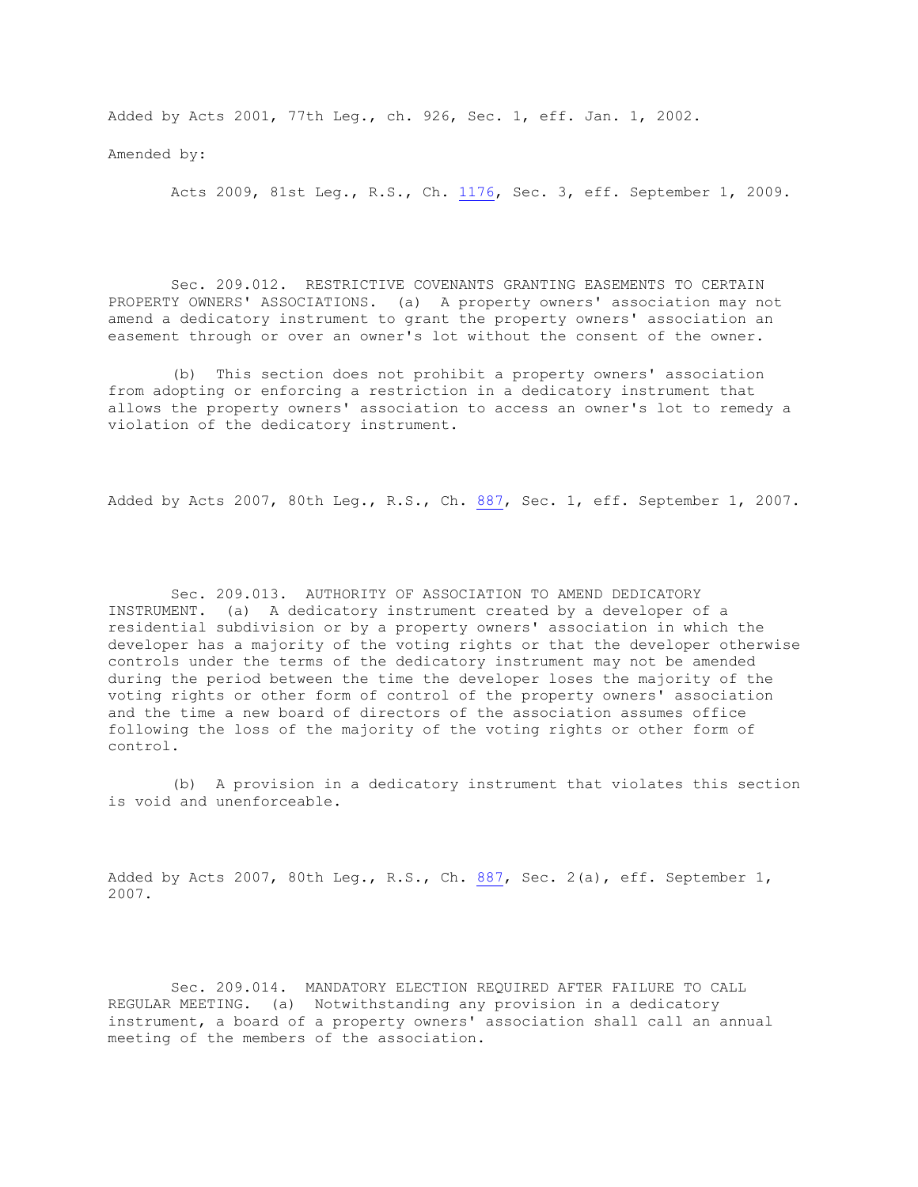Added by Acts 2001, 77th Leg., ch. 926, Sec. 1, eff. Jan. 1, 2002.

Amended by:

Acts 2009, 81st Leg., R.S., Ch. 1176, Sec. 3, eff. September 1, 2009.

Sec. 209.012. RESTRICTIVE COVENANTS GRANTING EASEMENTS TO CERTAIN PROPERTY OWNERS' ASSOCIATIONS. (a) A property owners' association may not amend a dedicatory instrument to grant the property owners' association an easement through or over an owner's lot without the consent of the owner.

(b) This section does not prohibit a property owners' association from adopting or enforcing a restriction in a dedicatory instrument that allows the property owners' association to access an owner's lot to remedy a violation of the dedicatory instrument.

Added by Acts 2007, 80th Leg., R.S., Ch. 887, Sec. 1, eff. September 1, 2007.

Sec. 209.013. AUTHORITY OF ASSOCIATION TO AMEND DEDICATORY INSTRUMENT. (a) A dedicatory instrument created by a developer of a residential subdivision or by a property owners' association in which the developer has a majority of the voting rights or that the developer otherwise controls under the terms of the dedicatory instrument may not be amended during the period between the time the developer loses the majority of the voting rights or other form of control of the property owners' association and the time a new board of directors of the association assumes office following the loss of the majority of the voting rights or other form of control.

(b) A provision in a dedicatory instrument that violates this section is void and unenforceable.

Added by Acts 2007, 80th Leg., R.S., Ch. 887, Sec. 2(a), eff. September 1, 2007.

Sec. 209.014. MANDATORY ELECTION REQUIRED AFTER FAILURE TO CALL REGULAR MEETING. (a) Notwithstanding any provision in a dedicatory instrument, a board of a property owners' association shall call an annual meeting of the members of the association.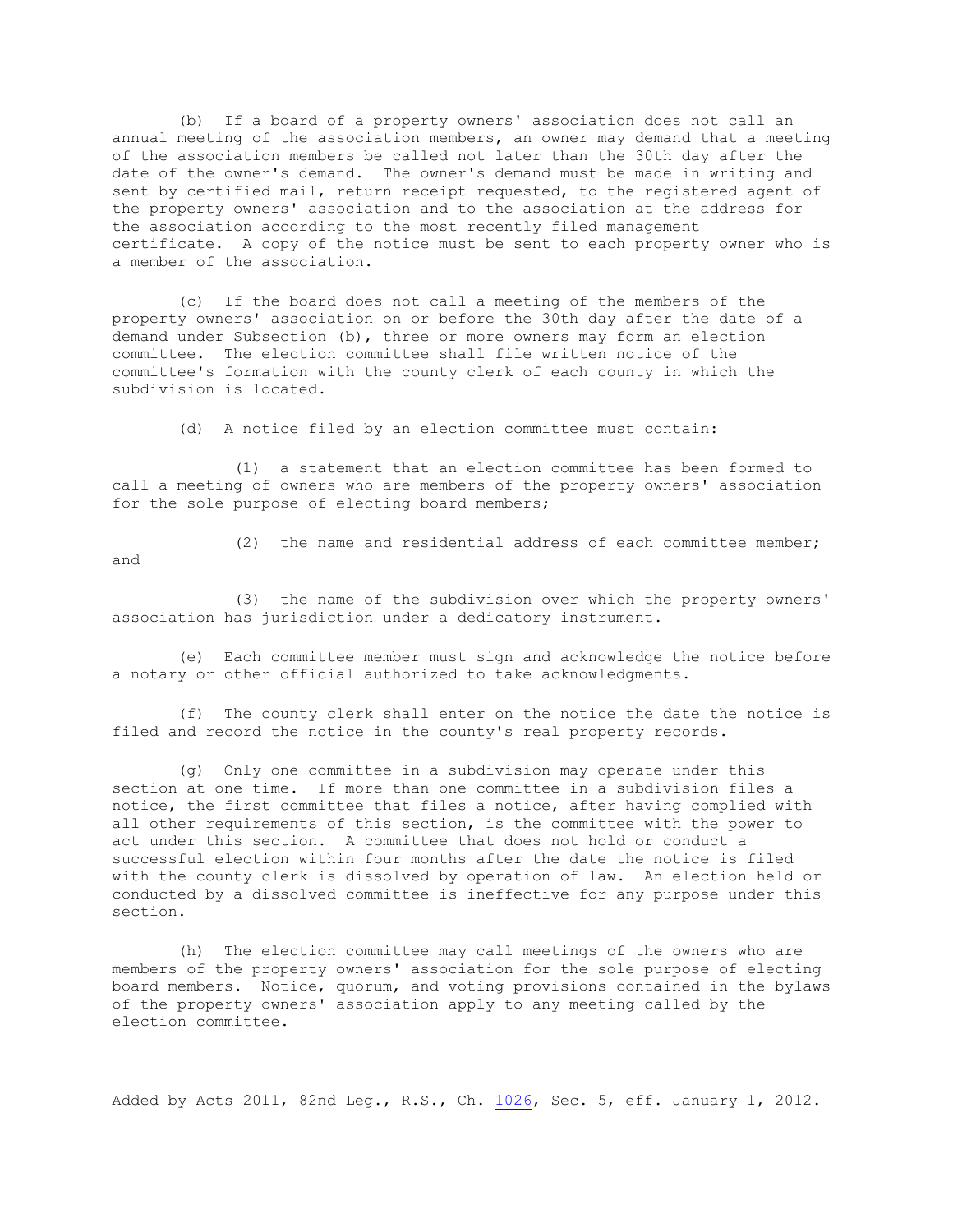(b) If a board of a property owners' association does not call an annual meeting of the association members, an owner may demand that a meeting of the association members be called not later than the 30th day after the date of the owner's demand. The owner's demand must be made in writing and sent by certified mail, return receipt requested, to the registered agent of the property owners' association and to the association at the address for the association according to the most recently filed management certificate. A copy of the notice must be sent to each property owner who is a member of the association.

(c) If the board does not call a meeting of the members of the property owners' association on or before the 30th day after the date of a demand under Subsection (b), three or more owners may form an election committee. The election committee shall file written notice of the committee's formation with the county clerk of each county in which the subdivision is located.

(d) A notice filed by an election committee must contain:

(1) a statement that an election committee has been formed to call a meeting of owners who are members of the property owners' association for the sole purpose of electing board members;

(2) the name and residential address of each committee member; and

(3) the name of the subdivision over which the property owners' association has jurisdiction under a dedicatory instrument.

(e) Each committee member must sign and acknowledge the notice before a notary or other official authorized to take acknowledgments.

(f) The county clerk shall enter on the notice the date the notice is filed and record the notice in the county's real property records.

(g) Only one committee in a subdivision may operate under this section at one time. If more than one committee in a subdivision files a notice, the first committee that files a notice, after having complied with all other requirements of this section, is the committee with the power to act under this section. A committee that does not hold or conduct a successful election within four months after the date the notice is filed with the county clerk is dissolved by operation of law. An election held or conducted by a dissolved committee is ineffective for any purpose under this section.

(h) The election committee may call meetings of the owners who are members of the property owners' association for the sole purpose of electing board members. Notice, quorum, and voting provisions contained in the bylaws of the property owners' association apply to any meeting called by the election committee.

Added by Acts 2011, 82nd Leg., R.S., Ch. 1026, Sec. 5, eff. January 1, 2012.